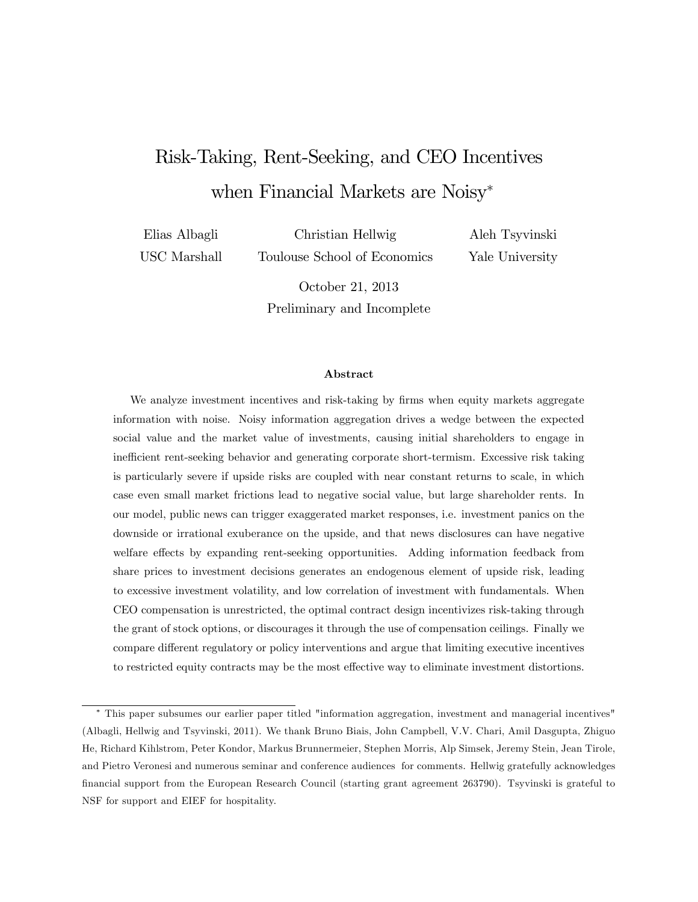# Risk-Taking, Rent-Seeking, and CEO Incentives when Financial Markets are Noisy*

Elias Albagli — USC Marshall

Christian Hellwig — Toulouse School of Economics

Aleh Tsyvinski — Yale University

October 21, 2013

Preliminary and Incomplete

## Abstract

We analyze investment incentives and risk-taking by firms when equity markets aggregate information with noise. Noisy information aggregation drives a wedge between the expected social value and the market value of investments, causing initial shareholders to engage in inefficient rent-seeking behavior and generating corporate short-termism. Excessive risk taking is particularly severe if upside risks are coupled with near constant returns to scale, in which case even small market frictions lead to negative social value, but large shareholder rents. In our model, public news can trigger exaggerated market responses, i.e. investment panics on the downside or irrational exuberance on the upside, and that news disclosures can have negative welfare effects by expanding rent-seeking opportunities. Adding information feedback from share prices to investment decisions generates an endogenous element of upside risk, leading to excessive investment volatility, and low correlation of investment with fundamentals. When CEO compensation is unrestricted, the optimal contract design incentivizes risk-taking through the grant of stock options, or discourages it through the use of compensation ceilings. Finally we compare different regulatory or policy interventions and argue that limiting executive incentives to restricted equity contracts may be the most effective way to eliminate investment distortions.

---

* This paper subsumes our earlier paper titled "information aggregation, investment and managerial incentives" (Albagli, Hellwig and Tsyvinski, 2011). We thank Bruno Biais, John Campbell, V.V. Chari, Amil Dasgupta, Zhiguo He, Richard Kihlstrom, Peter Kondor, Markus Brunnermeier, Stephen Morris, Alp Simsek, Jeremy Stein, Jean Tirole, and Pietro Veronesi and numerous seminar and conference audiences for comments. Hellwig gratefully acknowledges financial support from the European Research Council (starting grant agreement 263790). Tsyvinski is grateful to NSF for support and EIEF for hospitality.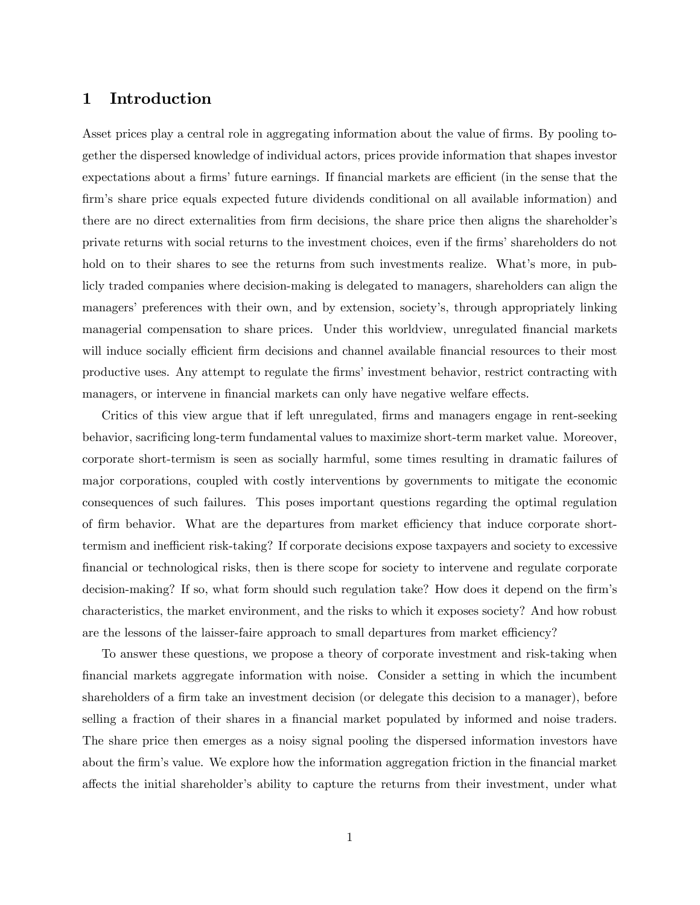## 1 Introduction

Asset prices play a central role in aggregating information about the value of firms. By pooling together the dispersed knowledge of individual actors, prices provide information that shapes investor expectations about a firms' future earnings. If financial markets are efficient (in the sense that the firm's share price equals expected future dividends conditional on all available information) and there are no direct externalities from firm decisions, the share price then aligns the shareholder's private returns with social returns to the investment choices, even if the firms' shareholders do not hold on to their shares to see the returns from such investments realize. What's more, in publicly traded companies where decision-making is delegated to managers, shareholders can align the managers' preferences with their own, and by extension, society's, through appropriately linking managerial compensation to share prices. Under this worldview, unregulated financial markets will induce socially efficient firm decisions and channel available financial resources to their most productive uses. Any attempt to regulate the firms' investment behavior, restrict contracting with managers, or intervene in financial markets can only have negative welfare effects.

Critics of this view argue that if left unregulated, firms and managers engage in rent-seeking behavior, sacrificing long-term fundamental values to maximize short-term market value. Moreover, corporate short-termism is seen as socially harmful, some times resulting in dramatic failures of major corporations, coupled with costly interventions by governments to mitigate the economic consequences of such failures. This poses important questions regarding the optimal regulation of firm behavior. What are the departures from market efficiency that induce corporate short-termism and inefficient risk-taking? If corporate decisions expose taxpayers and society to excessive financial or technological risks, then is there scope for society to intervene and regulate corporate decision-making? If so, what form should such regulation take? How does it depend on the firm's characteristics, the market environment, and the risks to which it exposes society? And how robust are the lessons of the laisser-faire approach to small departures from market efficiency?

To answer these questions, we propose a theory of corporate investment and risk-taking when financial markets aggregate information with noise. Consider a setting in which the incumbent shareholders of a firm take an investment decision (or delegate this decision to a manager), before selling a fraction of their shares in a financial market populated by informed and noise traders. The share price then emerges as a noisy signal pooling the dispersed information investors have about the firm's value. We explore how the information aggregation friction in the financial market affects the initial shareholder's ability to capture the returns from their investment, under what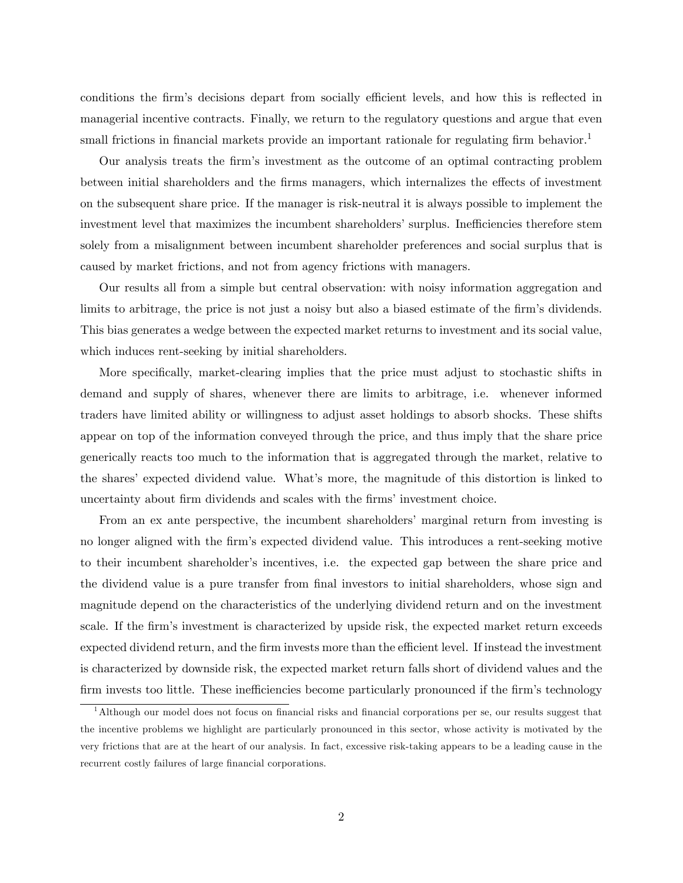conditions the firm's decisions depart from socially efficient levels, and how this is reflected in managerial incentive contracts. Finally, we return to the regulatory questions and argue that even small frictions in financial markets provide an important rationale for regulating firm behavior.[1]

Our analysis treats the firm's investment as the outcome of an optimal contracting problem between initial shareholders and the firms managers, which internalizes the effects of investment on the subsequent share price. If the manager is risk-neutral it is always possible to implement the investment level that maximizes the incumbent shareholders' surplus. Inefficiencies therefore stem solely from a misalignment between incumbent shareholder preferences and social surplus that is caused by market frictions, and not from agency frictions with managers.

Our results all from a simple but central observation: with noisy information aggregation and limits to arbitrage, the price is not just a noisy but also a biased estimate of the firm's dividends. This bias generates a wedge between the expected market returns to investment and its social value, which induces rent-seeking by initial shareholders.

More specifically, market-clearing implies that the price must adjust to stochastic shifts in demand and supply of shares, whenever there are limits to arbitrage, i.e. whenever informed traders have limited ability or willingness to adjust asset holdings to absorb shocks. These shifts appear on top of the information conveyed through the price, and thus imply that the share price generically reacts too much to the information that is aggregated through the market, relative to the shares' expected dividend value. What's more, the magnitude of this distortion is linked to uncertainty about firm dividends and scales with the firms' investment choice.

From an ex ante perspective, the incumbent shareholders' marginal return from investing is no longer aligned with the firm's expected dividend value. This introduces a rent-seeking motive to their incumbent shareholder's incentives, i.e. the expected gap between the share price and the dividend value is a pure transfer from final investors to initial shareholders, whose sign and magnitude depend on the characteristics of the underlying dividend return and on the investment scale. If the firm's investment is characterized by upside risk, the expected market return exceeds expected dividend return, and the firm invests more than the efficient level. If instead the investment is characterized by downside risk, the expected market return falls short of dividend values and the firm invests too little. These inefficiencies become particularly pronounced if the firm's technology

[1] Although our model does not focus on financial risks and financial corporations per se, our results suggest that the incentive problems we highlight are particularly pronounced in this sector, whose activity is motivated by the very frictions that are at the heart of our analysis. In fact, excessive risk-taking appears to be a leading cause in the recurrent costly failures of large financial corporations.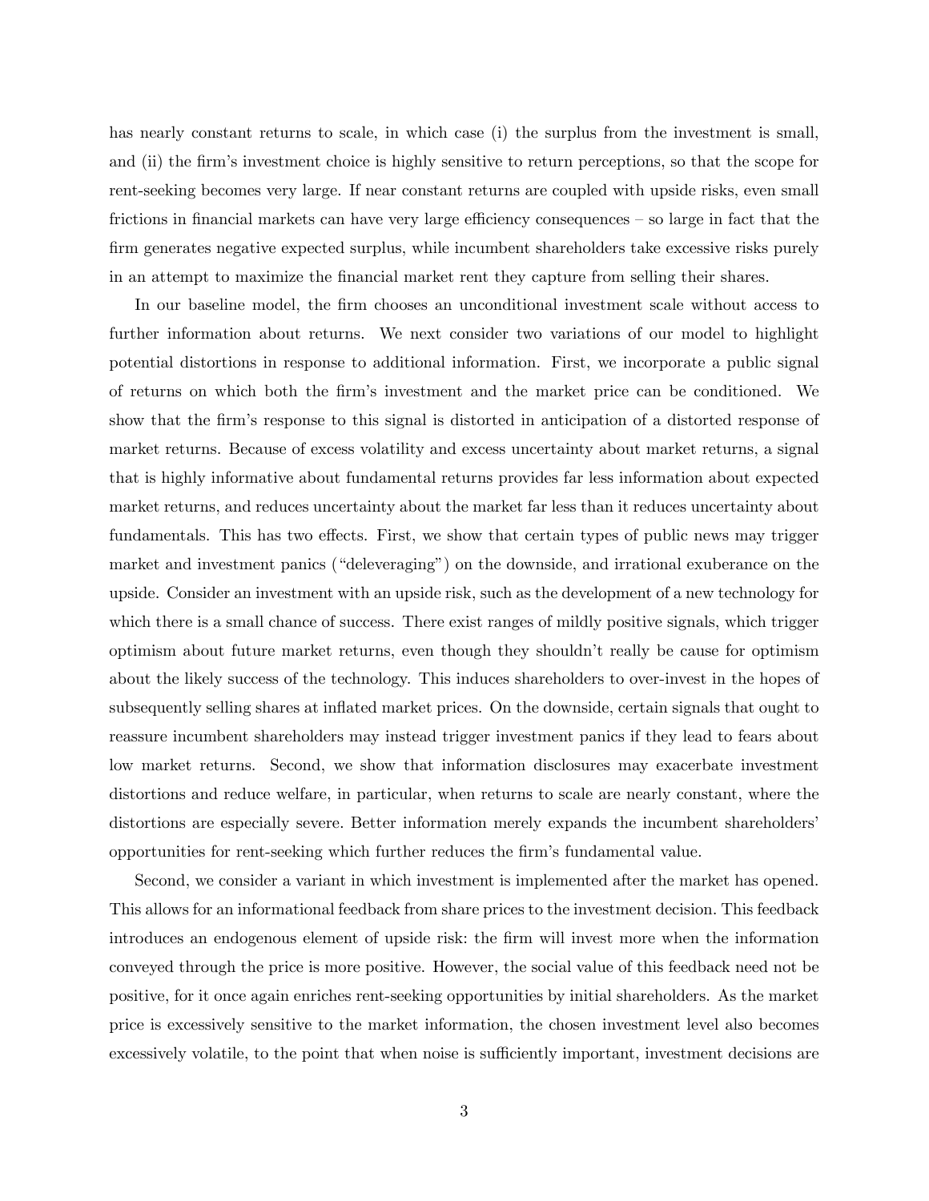has nearly constant returns to scale, in which case (i) the surplus from the investment is small, and (ii) the firm's investment choice is highly sensitive to return perceptions, so that the scope for rent-seeking becomes very large. If near constant returns are coupled with upside risks, even small frictions in financial markets can have very large efficiency consequences – so large in fact that the firm generates negative expected surplus, while incumbent shareholders take excessive risks purely in an attempt to maximize the financial market rent they capture from selling their shares.

In our baseline model, the firm chooses an unconditional investment scale without access to further information about returns. We next consider two variations of our model to highlight potential distortions in response to additional information. First, we incorporate a public signal of returns on which both the firm's investment and the market price can be conditioned. We show that the firm's response to this signal is distorted in anticipation of a distorted response of market returns. Because of excess volatility and excess uncertainty about market returns, a signal that is highly informative about fundamental returns provides far less information about expected market returns, and reduces uncertainty about the market far less than it reduces uncertainty about fundamentals. This has two effects. First, we show that certain types of public news may trigger market and investment panics ("deleveraging") on the downside, and irrational exuberance on the upside. Consider an investment with an upside risk, such as the development of a new technology for which there is a small chance of success. There exist ranges of mildly positive signals, which trigger optimism about future market returns, even though they shouldn't really be cause for optimism about the likely success of the technology. This induces shareholders to over-invest in the hopes of subsequently selling shares at inflated market prices. On the downside, certain signals that ought to reassure incumbent shareholders may instead trigger investment panics if they lead to fears about low market returns. Second, we show that information disclosures may exacerbate investment distortions and reduce welfare, in particular, when returns to scale are nearly constant, where the distortions are especially severe. Better information merely expands the incumbent shareholders' opportunities for rent-seeking which further reduces the firm's fundamental value.

Second, we consider a variant in which investment is implemented after the market has opened. This allows for an informational feedback from share prices to the investment decision. This feedback introduces an endogenous element of upside risk: the firm will invest more when the information conveyed through the price is more positive. However, the social value of this feedback need not be positive, for it once again enriches rent-seeking opportunities by initial shareholders. As the market price is excessively sensitive to the market information, the chosen investment level also becomes excessively volatile, to the point that when noise is sufficiently important, investment decisions are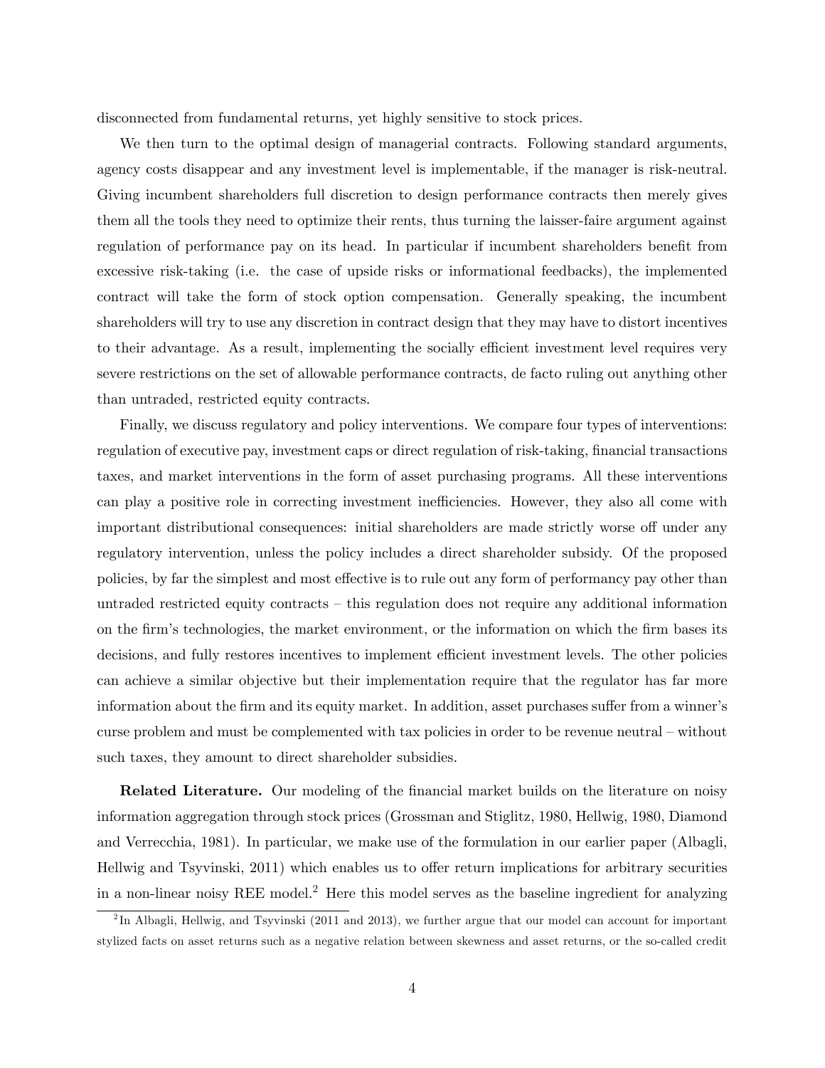disconnected from fundamental returns, yet highly sensitive to stock prices.

We then turn to the optimal design of managerial contracts. Following standard arguments, agency costs disappear and any investment level is implementable, if the manager is risk-neutral. Giving incumbent shareholders full discretion to design performance contracts then merely gives them all the tools they need to optimize their rents, thus turning the laisser-faire argument against regulation of performance pay on its head. In particular if incumbent shareholders benefit from excessive risk-taking (i.e. the case of upside risks or informational feedbacks), the implemented contract will take the form of stock option compensation. Generally speaking, the incumbent shareholders will try to use any discretion in contract design that they may have to distort incentives to their advantage. As a result, implementing the socially efficient investment level requires very severe restrictions on the set of allowable performance contracts, de facto ruling out anything other than untraded, restricted equity contracts.

Finally, we discuss regulatory and policy interventions. We compare four types of interventions: regulation of executive pay, investment caps or direct regulation of risk-taking, financial transactions taxes, and market interventions in the form of asset purchasing programs. All these interventions can play a positive role in correcting investment inefficiencies. However, they also all come with important distributional consequences: initial shareholders are made strictly worse off under any regulatory intervention, unless the policy includes a direct shareholder subsidy. Of the proposed policies, by far the simplest and most effective is to rule out any form of performancy pay other than untraded restricted equity contracts – this regulation does not require any additional information on the firm's technologies, the market environment, or the information on which the firm bases its decisions, and fully restores incentives to implement efficient investment levels. The other policies can achieve a similar objective but their implementation require that the regulator has far more information about the firm and its equity market. In addition, asset purchases suffer from a winner's curse problem and must be complemented with tax policies in order to be revenue neutral – without such taxes, they amount to direct shareholder subsidies.

**Related Literature.** Our modeling of the financial market builds on the literature on noisy information aggregation through stock prices (Grossman and Stiglitz, 1980, Hellwig, 1980, Diamond and Verrecchia, 1981). In particular, we make use of the formulation in our earlier paper (Albagli, Hellwig and Tsyvinski, 2011) which enables us to offer return implications for arbitrary securities in a non-linear noisy REE model.[2] Here this model serves as the baseline ingredient for analyzing

[2] In Albagli, Hellwig, and Tsyvinski (2011 and 2013), we further argue that our model can account for important stylized facts on asset returns such as a negative relation between skewness and asset returns, or the so-called credit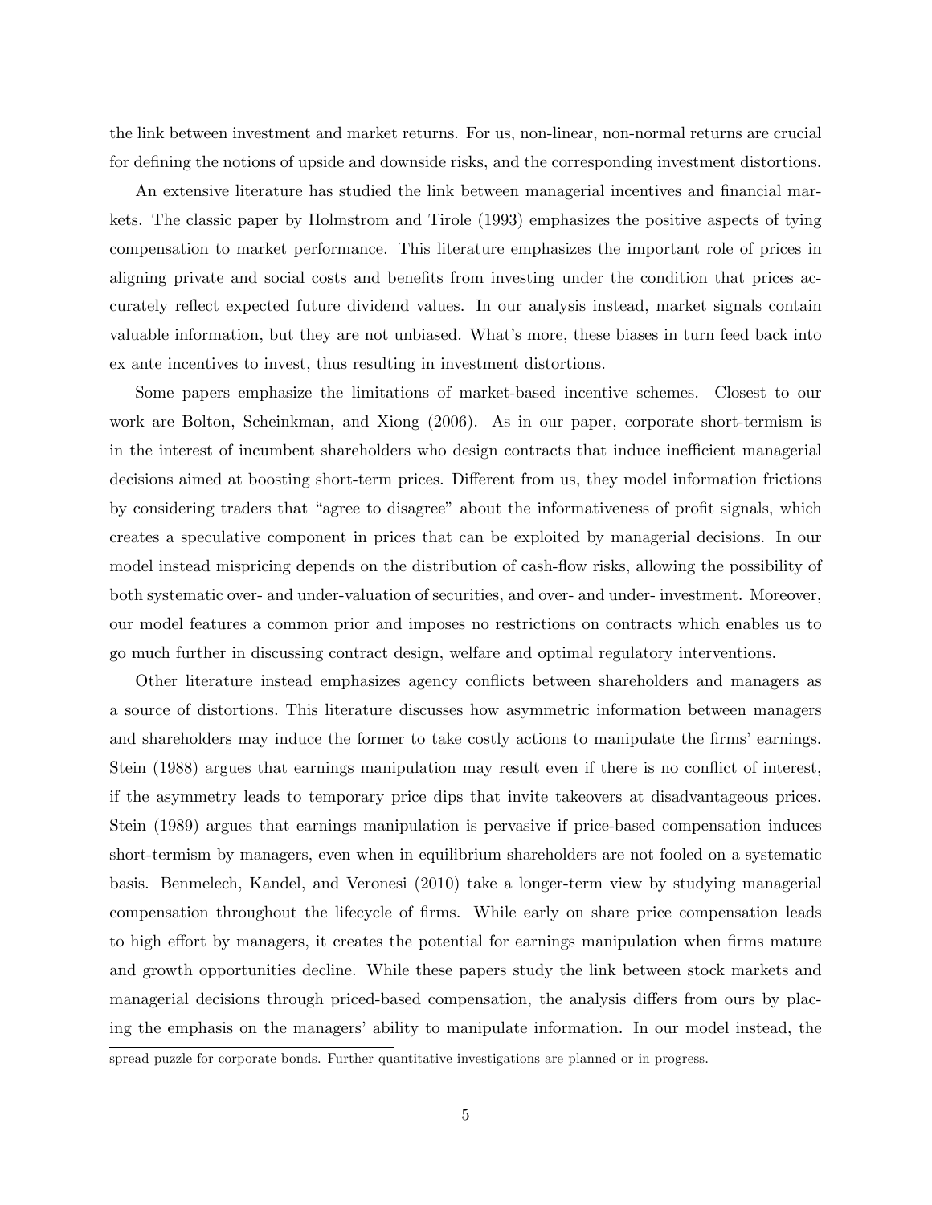the link between investment and market returns. For us, non-linear, non-normal returns are crucial for defining the notions of upside and downside risks, and the corresponding investment distortions.

An extensive literature has studied the link between managerial incentives and financial markets. The classic paper by Holmstrom and Tirole (1993) emphasizes the positive aspects of tying compensation to market performance. This literature emphasizes the important role of prices in aligning private and social costs and benefits from investing under the condition that prices accurately reflect expected future dividend values. In our analysis instead, market signals contain valuable information, but they are not unbiased. What's more, these biases in turn feed back into ex ante incentives to invest, thus resulting in investment distortions.

Some papers emphasize the limitations of market-based incentive schemes. Closest to our work are Bolton, Scheinkman, and Xiong (2006). As in our paper, corporate short-termism is in the interest of incumbent shareholders who design contracts that induce inefficient managerial decisions aimed at boosting short-term prices. Different from us, they model information frictions by considering traders that "agree to disagree" about the informativeness of profit signals, which creates a speculative component in prices that can be exploited by managerial decisions. In our model instead mispricing depends on the distribution of cash-flow risks, allowing the possibility of both systematic over- and under-valuation of securities, and over- and under- investment. Moreover, our model features a common prior and imposes no restrictions on contracts which enables us to go much further in discussing contract design, welfare and optimal regulatory interventions.

Other literature instead emphasizes agency conflicts between shareholders and managers as a source of distortions. This literature discusses how asymmetric information between managers and shareholders may induce the former to take costly actions to manipulate the firms' earnings. Stein (1988) argues that earnings manipulation may result even if there is no conflict of interest, if the asymmetry leads to temporary price dips that invite takeovers at disadvantageous prices. Stein (1989) argues that earnings manipulation is pervasive if price-based compensation induces short-termism by managers, even when in equilibrium shareholders are not fooled on a systematic basis. Benmelech, Kandel, and Veronesi (2010) take a longer-term view by studying managerial compensation throughout the lifecycle of firms. While early on share price compensation leads to high effort by managers, it creates the potential for earnings manipulation when firms mature and growth opportunities decline. While these papers study the link between stock markets and managerial decisions through priced-based compensation, the analysis differs from ours by placing the emphasis on the managers' ability to manipulate information. In our model instead, the

spread puzzle for corporate bonds. Further quantitative investigations are planned or in progress.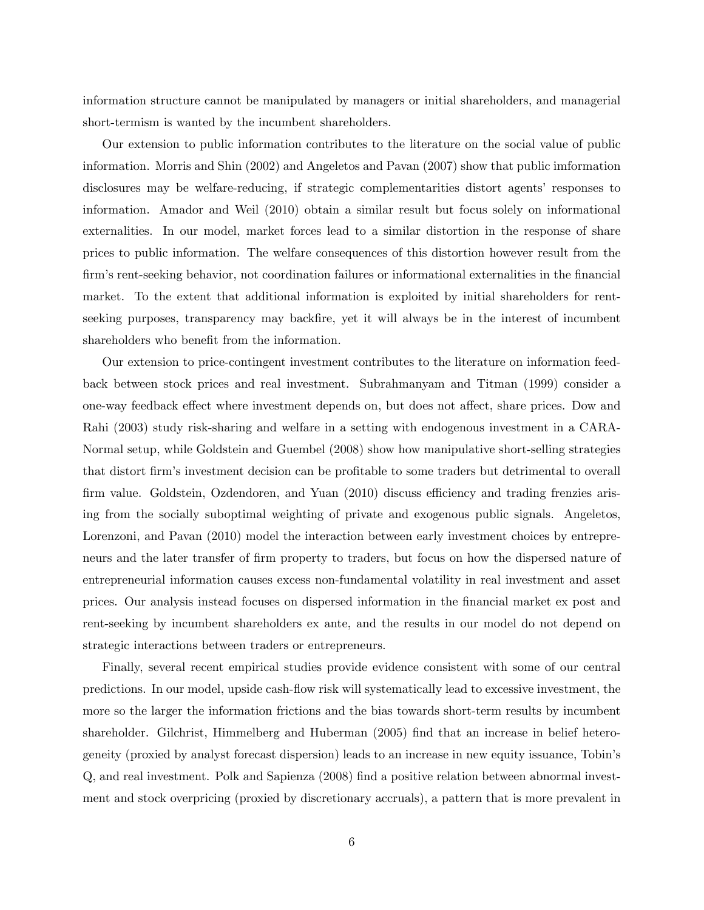information structure cannot be manipulated by managers or initial shareholders, and managerial short-termism is wanted by the incumbent shareholders.

Our extension to public information contributes to the literature on the social value of public information. Morris and Shin (2002) and Angeletos and Pavan (2007) show that public imformation disclosures may be welfare-reducing, if strategic complementarities distort agents' responses to information. Amador and Weil (2010) obtain a similar result but focus solely on informational externalities. In our model, market forces lead to a similar distortion in the response of share prices to public information. The welfare consequences of this distortion however result from the firm's rent-seeking behavior, not coordination failures or informational externalities in the financial market. To the extent that additional information is exploited by initial shareholders for rent-seeking purposes, transparency may backfire, yet it will always be in the interest of incumbent shareholders who benefit from the information.

Our extension to price-contingent investment contributes to the literature on information feedback between stock prices and real investment. Subrahmanyam and Titman (1999) consider a one-way feedback effect where investment depends on, but does not affect, share prices. Dow and Rahi (2003) study risk-sharing and welfare in a setting with endogenous investment in a CARA-Normal setup, while Goldstein and Guembel (2008) show how manipulative short-selling strategies that distort firm's investment decision can be profitable to some traders but detrimental to overall firm value. Goldstein, Ozdendoren, and Yuan (2010) discuss efficiency and trading frenzies arising from the socially suboptimal weighting of private and exogenous public signals. Angeletos, Lorenzoni, and Pavan (2010) model the interaction between early investment choices by entrepreneurs and the later transfer of firm property to traders, but focus on how the dispersed nature of entrepreneurial information causes excess non-fundamental volatility in real investment and asset prices. Our analysis instead focuses on dispersed information in the financial market ex post and rent-seeking by incumbent shareholders ex ante, and the results in our model do not depend on strategic interactions between traders or entrepreneurs.

Finally, several recent empirical studies provide evidence consistent with some of our central predictions. In our model, upside cash-flow risk will systematically lead to excessive investment, the more so the larger the information frictions and the bias towards short-term results by incumbent shareholder. Gilchrist, Himmelberg and Huberman (2005) find that an increase in belief heterogeneity (proxied by analyst forecast dispersion) leads to an increase in new equity issuance, Tobin's Q, and real investment. Polk and Sapienza (2008) find a positive relation between abnormal investment and stock overpricing (proxied by discretionary accruals), a pattern that is more prevalent in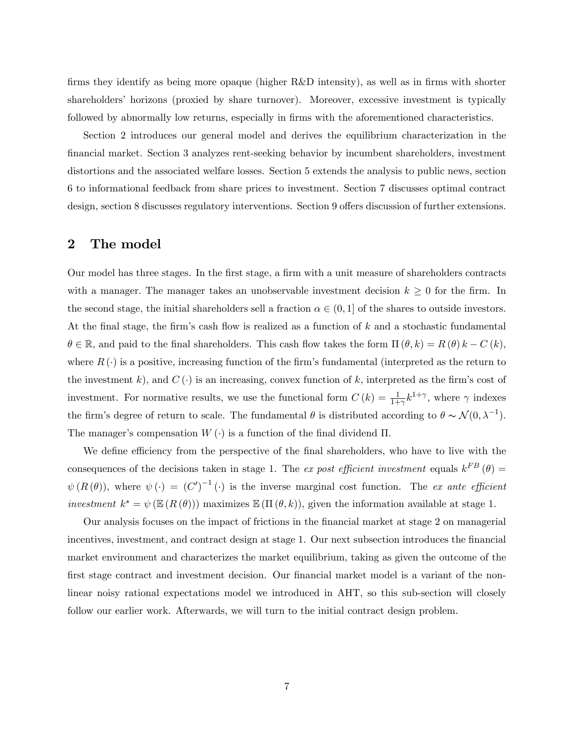firms they identify as being more opaque (higher R&D intensity), as well as in firms with shorter shareholders' horizons (proxied by share turnover). Moreover, excessive investment is typically followed by abnormally low returns, especially in firms with the aforementioned characteristics.

Section 2 introduces our general model and derives the equilibrium characterization in the financial market. Section 3 analyzes rent-seeking behavior by incumbent shareholders, investment distortions and the associated welfare losses. Section 5 extends the analysis to public news, section 6 to informational feedback from share prices to investment. Section 7 discusses optimal contract design, section 8 discusses regulatory interventions. Section 9 offers discussion of further extensions.

## 2 The model

Our model has three stages. In the first stage, a firm with a unit measure of shareholders contracts with a manager. The manager takes an unobservable investment decision $k \geq 0$ for the firm. In the second stage, the initial shareholders sell a fraction $\alpha \in (0, 1]$ of the shares to outside investors. At the final stage, the firm's cash flow is realized as a function of $k$ and a stochastic fundamental $\theta \in \mathbb{R}$, and paid to the final shareholders. This cash flow takes the form $\Pi(\theta, k) = R(\theta) k - C(k)$, where $R(\cdot)$ is a positive, increasing function of the firm's fundamental (interpreted as the return to the investment $k$), and $C(\cdot)$ is an increasing, convex function of $k$, interpreted as the firm's cost of investment. For normative results, we use the functional form $C(k) = \frac{1}{1+\gamma} k^{1+\gamma}$, where $\gamma$ indexes the firm's degree of return to scale. The fundamental $\theta$ is distributed according to $\theta \sim \mathcal{N}(0, \lambda^{-1})$. The manager's compensation $W(\cdot)$ is a function of the final dividend $\Pi$.

We define efficiency from the perspective of the final shareholders, who have to live with the consequences of the decisions taken in stage 1. The *ex post efficient investment* equals $k^{FB}(\theta) = \psi(R(\theta))$, where $\psi(\cdot) = (C')^{-1}(\cdot)$ is the inverse marginal cost function. The *ex ante efficient investment* $k^* = \psi(\mathbb{E}(R(\theta)))$ maximizes $\mathbb{E}(\Pi(\theta, k))$, given the information available at stage 1.

Our analysis focuses on the impact of frictions in the financial market at stage 2 on managerial incentives, investment, and contract design at stage 1. Our next subsection introduces the financial market environment and characterizes the market equilibrium, taking as given the outcome of the first stage contract and investment decision. Our financial market model is a variant of the non-linear noisy rational expectations model we introduced in AHT, so this sub-section will closely follow our earlier work. Afterwards, we will turn to the initial contract design problem.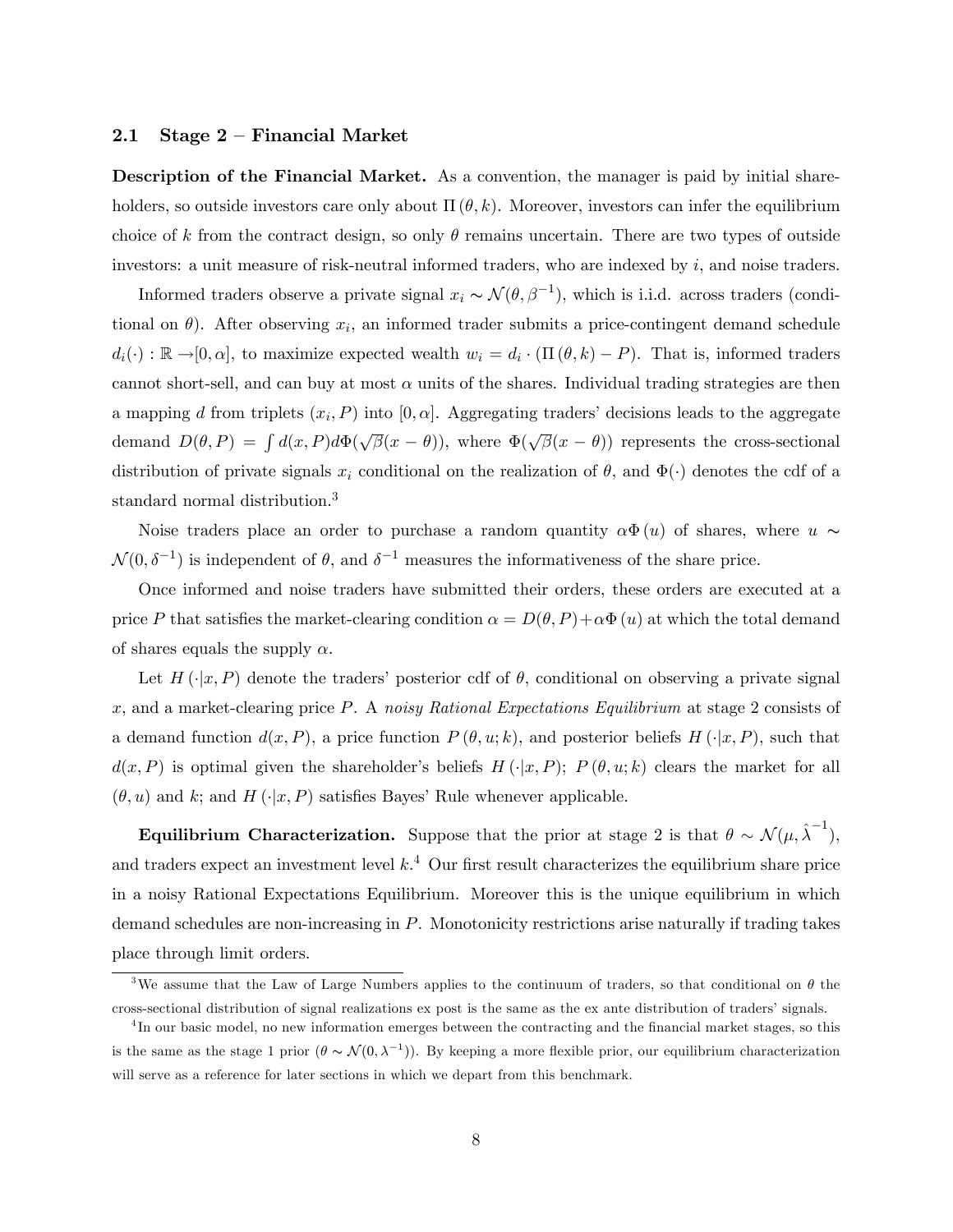### 2.1 Stage 2 – Financial Market

**Description of the Financial Market.** As a convention, the manager is paid by initial shareholders, so outside investors care only about $\Pi(\theta, k)$. Moreover, investors can infer the equilibrium choice of $k$ from the contract design, so only $\theta$ remains uncertain. There are two types of outside investors: a unit measure of risk-neutral informed traders, who are indexed by $i$, and noise traders.

Informed traders observe a private signal $x_i \sim \mathcal{N}(\theta, \beta^{-1})$, which is i.i.d. across traders (conditional on $\theta$). After observing $x_i$, an informed trader submits a price-contingent demand schedule $d_i(\cdot) : \mathbb{R} \to [0, \alpha]$, to maximize expected wealth $w_i = d_i \cdot (\Pi(\theta, k) - P)$. That is, informed traders cannot short-sell, and can buy at most $\alpha$ units of the shares. Individual trading strategies are then a mapping $d$ from triplets $(x_i, P)$ into $[0, \alpha]$. Aggregating traders' decisions leads to the aggregate demand $D(\theta, P) = \int d(x, P) d\Phi(\sqrt{\beta}(x - \theta))$, where $\Phi(\sqrt{\beta}(x - \theta))$ represents the cross-sectional distribution of private signals $x_i$ conditional on the realization of $\theta$, and $\Phi(\cdot)$ denotes the cdf of a standard normal distribution.[3]

Noise traders place an order to purchase a random quantity $\alpha\Phi(u)$ of shares, where $u \sim \mathcal{N}(0, \delta^{-1})$ is independent of $\theta$, and $\delta^{-1}$ measures the informativeness of the share price.

Once informed and noise traders have submitted their orders, these orders are executed at a price $P$ that satisfies the market-clearing condition $\alpha = D(\theta, P) + \alpha\Phi(u)$ at which the total demand of shares equals the supply $\alpha$.

Let $H(\cdot|x, P)$ denote the traders' posterior cdf of $\theta$, conditional on observing a private signal $x$, and a market-clearing price $P$. A *noisy Rational Expectations Equilibrium* at stage 2 consists of a demand function $d(x, P)$, a price function $P(\theta, u; k)$, and posterior beliefs $H(\cdot|x, P)$, such that $d(x, P)$ is optimal given the shareholder's beliefs $H(\cdot|x, P)$; $P(\theta, u; k)$ clears the market for all $(\theta, u)$ and $k$; and $H(\cdot|x, P)$ satisfies Bayes' Rule whenever applicable.

**Equilibrium Characterization.** Suppose that the prior at stage 2 is that $\theta \sim \mathcal{N}(\mu, \hat{\lambda}^{-1})$, and traders expect an investment level $k$.[4] Our first result characterizes the equilibrium share price in a noisy Rational Expectations Equilibrium. Moreover this is the unique equilibrium in which demand schedules are non-increasing in $P$. Monotonicity restrictions arise naturally if trading takes place through limit orders.

---

[3] We assume that the Law of Large Numbers applies to the continuum of traders, so that conditional on $\theta$ the cross-sectional distribution of signal realizations ex post is the same as the ex ante distribution of traders' signals.

[4] In our basic model, no new information emerges between the contracting and the financial market stages, so this is the same as the stage 1 prior ($\theta \sim \mathcal{N}(0, \lambda^{-1})$). By keeping a more flexible prior, our equilibrium characterization will serve as a reference for later sections in which we depart from this benchmark.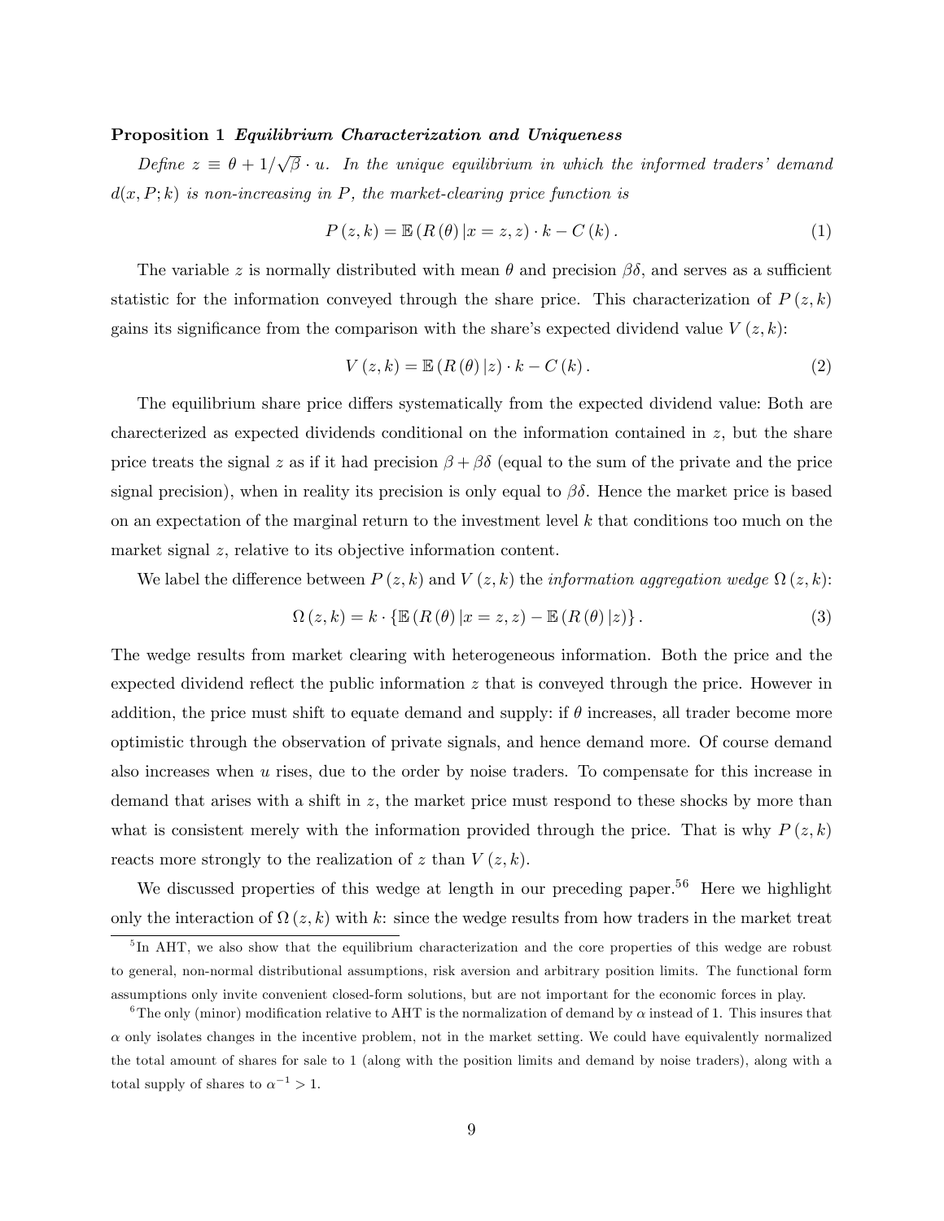**Proposition 1** ***Equilibrium Characterization and Uniqueness***

*Define $z \equiv \theta + 1/\sqrt{\beta} \cdot u$. In the unique equilibrium in which the informed traders' demand $d(x, P; k)$ is non-increasing in $P$, the market-clearing price function is*

$$P(z,k) = \mathbb{E}(R(\theta)|x = z, z) \cdot k - C(k). \tag{1}$$

The variable $z$ is normally distributed with mean $\theta$ and precision $\beta\delta$, and serves as a sufficient statistic for the information conveyed through the share price. This characterization of $P(z,k)$ gains its significance from the comparison with the share's expected dividend value $V(z,k)$:

$$V(z,k) = \mathbb{E}(R(\theta)|z) \cdot k - C(k). \tag{2}$$

The equilibrium share price differs systematically from the expected dividend value: Both are charecterized as expected dividends conditional on the information contained in $z$, but the share price treats the signal $z$ as if it had precision $\beta + \beta\delta$ (equal to the sum of the private and the price signal precision), when in reality its precision is only equal to $\beta\delta$. Hence the market price is based on an expectation of the marginal return to the investment level $k$ that conditions too much on the market signal $z$, relative to its objective information content.

We label the difference between $P(z,k)$ and $V(z,k)$ the *information aggregation wedge* $\Omega(z,k)$:

$$\Omega(z,k) = k \cdot \{\mathbb{E}(R(\theta)|x = z, z) - \mathbb{E}(R(\theta)|z)\}. \tag{3}$$

The wedge results from market clearing with heterogeneous information. Both the price and the expected dividend reflect the public information $z$ that is conveyed through the price. However in addition, the price must shift to equate demand and supply: if $\theta$ increases, all trader become more optimistic through the observation of private signals, and hence demand more. Of course demand also increases when $u$ rises, due to the order by noise traders. To compensate for this increase in demand that arises with a shift in $z$, the market price must respond to these shocks by more than what is consistent merely with the information provided through the price. That is why $P(z,k)$ reacts more strongly to the realization of $z$ than $V(z,k)$.

We discussed properties of this wedge at length in our preceding paper.[5][6] Here we highlight only the interaction of $\Omega(z,k)$ with $k$: since the wedge results from how traders in the market treat

[5] In AHT, we also show that the equilibrium characterization and the core properties of this wedge are robust to general, non-normal distributional assumptions, risk aversion and arbitrary position limits. The functional form assumptions only invite convenient closed-form solutions, but are not important for the economic forces in play.

[6] The only (minor) modification relative to AHT is the normalization of demand by $\alpha$ instead of 1. This insures that $\alpha$ only isolates changes in the incentive problem, not in the market setting. We could have equivalently normalized the total amount of shares for sale to 1 (along with the position limits and demand by noise traders), along with a total supply of shares to $\alpha^{-1} > 1$.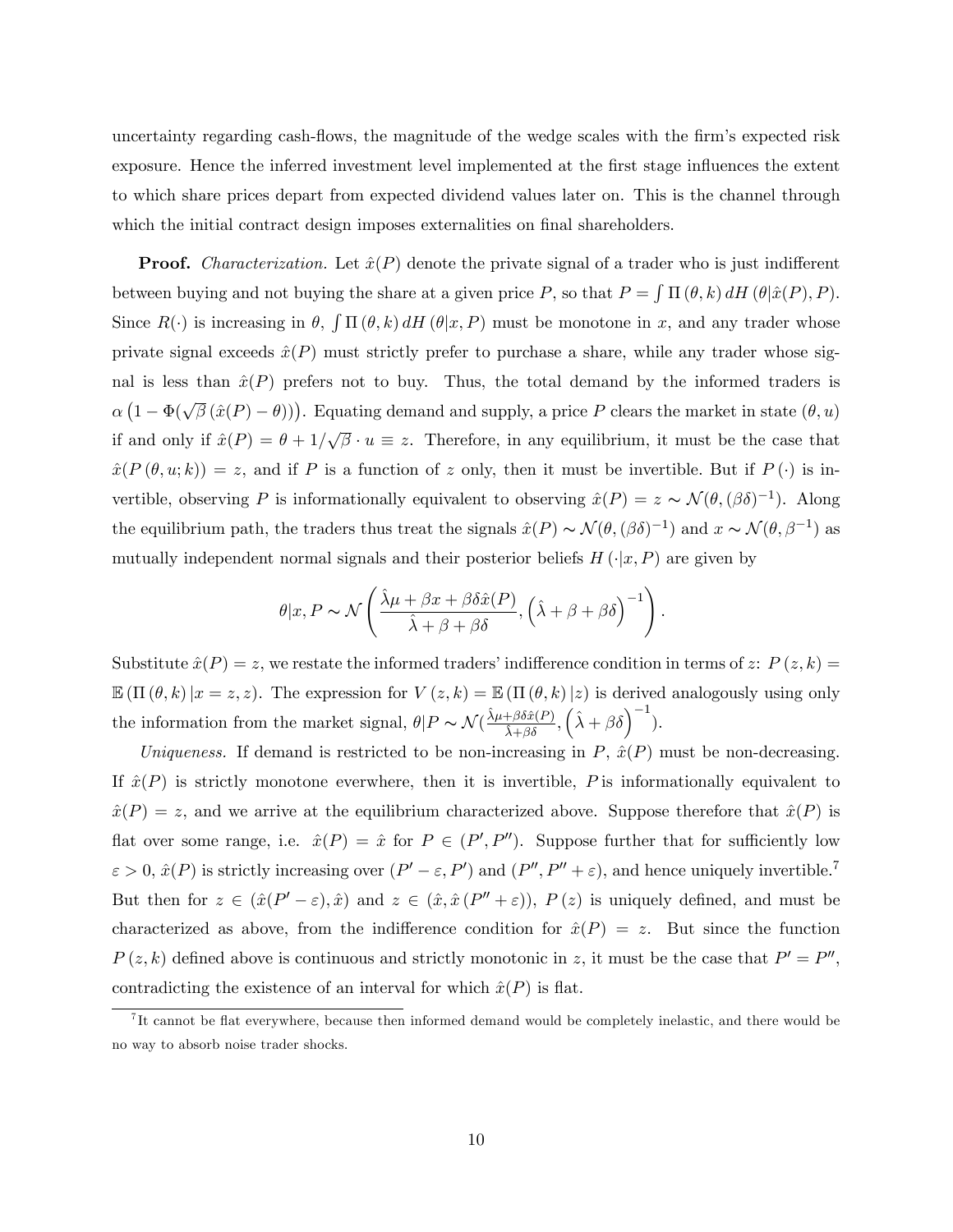uncertainty regarding cash-flows, the magnitude of the wedge scales with the firm's expected risk exposure. Hence the inferred investment level implemented at the first stage influences the extent to which share prices depart from expected dividend values later on. This is the channel through which the initial contract design imposes externalities on final shareholders.

**Proof.** *Characterization.* Let $\hat{x}(P)$ denote the private signal of a trader who is just indifferent between buying and not buying the share at a given price $P$, so that $P = \int \Pi(\theta, k)\, dH(\theta|\hat{x}(P), P)$. Since $R(\cdot)$ is increasing in $\theta$, $\int \Pi(\theta, k)\, dH(\theta|x, P)$ must be monotone in $x$, and any trader whose private signal exceeds $\hat{x}(P)$ must strictly prefer to purchase a share, while any trader whose signal is less than $\hat{x}(P)$ prefers not to buy. Thus, the total demand by the informed traders is $\alpha\left(1 - \Phi(\sqrt{\beta}\,(\hat{x}(P) - \theta))\right)$. Equating demand and supply, a price $P$ clears the market in state $(\theta, u)$ if and only if $\hat{x}(P) = \theta + 1/\sqrt{\beta} \cdot u \equiv z$. Therefore, in any equilibrium, it must be the case that $\hat{x}(P(\theta, u; k)) = z$, and if $P$ is a function of $z$ only, then it must be invertible. But if $P(\cdot)$ is invertible, observing $P$ is informationally equivalent to observing $\hat{x}(P) = z \sim \mathcal{N}(\theta, (\beta\delta)^{-1})$. Along the equilibrium path, the traders thus treat the signals $\hat{x}(P) \sim \mathcal{N}(\theta, (\beta\delta)^{-1})$ and $x \sim \mathcal{N}(\theta, \beta^{-1})$ as mutually independent normal signals and their posterior beliefs $H(\cdot|x, P)$ are given by

$$\theta|x, P \sim \mathcal{N}\left(\frac{\hat{\lambda}\mu + \beta x + \beta\delta\hat{x}(P)}{\hat{\lambda} + \beta + \beta\delta}, \left(\hat{\lambda} + \beta + \beta\delta\right)^{-1}\right).$$

Substitute $\hat{x}(P) = z$, we restate the informed traders' indifference condition in terms of $z$: $P(z, k) = \mathbb{E}(\Pi(\theta, k)\,|x = z, z)$. The expression for $V(z, k) = \mathbb{E}(\Pi(\theta, k)\,|z)$ is derived analogously using only the information from the market signal, $\theta|P \sim \mathcal{N}(\frac{\hat{\lambda}\mu + \beta\delta\hat{x}(P)}{\hat{\lambda} + \beta\delta}, \left(\hat{\lambda} + \beta\delta\right)^{-1})$.

*Uniqueness.* If demand is restricted to be non-increasing in $P$, $\hat{x}(P)$ must be non-decreasing. If $\hat{x}(P)$ is strictly monotone everwhere, then it is invertible, $P$ is informationally equivalent to $\hat{x}(P) = z$, and we arrive at the equilibrium characterized above. Suppose therefore that $\hat{x}(P)$ is flat over some range, i.e. $\hat{x}(P) = \hat{x}$ for $P \in (P', P'')$. Suppose further that for sufficiently low $\varepsilon > 0$, $\hat{x}(P)$ is strictly increasing over $(P' - \varepsilon, P')$ and $(P'', P'' + \varepsilon)$, and hence uniquely invertible.[7] But then for $z \in (\hat{x}(P' - \varepsilon), \hat{x})$ and $z \in (\hat{x}, \hat{x}(P'' + \varepsilon))$, $P(z)$ is uniquely defined, and must be characterized as above, from the indifference condition for $\hat{x}(P) = z$. But since the function $P(z, k)$ defined above is continuous and strictly monotonic in $z$, it must be the case that $P' = P''$, contradicting the existence of an interval for which $\hat{x}(P)$ is flat.

[7] It cannot be flat everywhere, because then informed demand would be completely inelastic, and there would be no way to absorb noise trader shocks.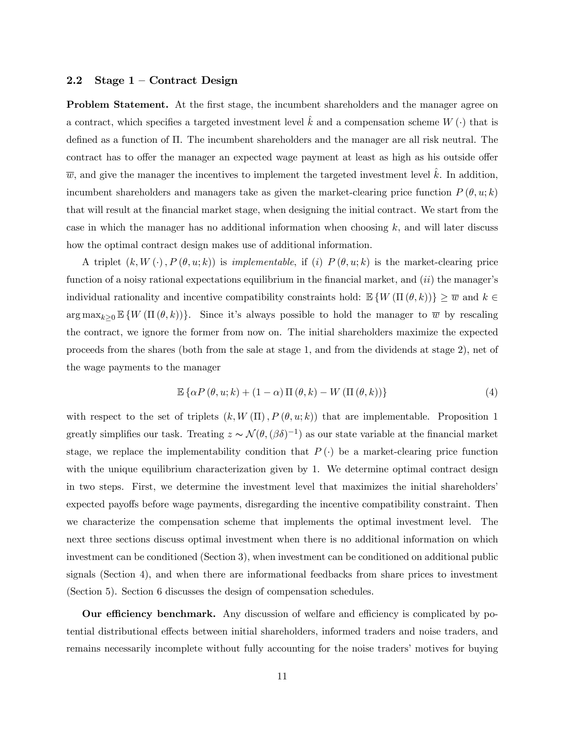### 2.2 Stage 1 – Contract Design

**Problem Statement.** At the first stage, the incumbent shareholders and the manager agree on a contract, which specifies a targeted investment level $\hat{k}$ and a compensation scheme $W(\cdot)$ that is defined as a function of $\Pi$. The incumbent shareholders and the manager are all risk neutral. The contract has to offer the manager an expected wage payment at least as high as his outside offer $\overline{w}$, and give the manager the incentives to implement the targeted investment level $\hat{k}$. In addition, incumbent shareholders and managers take as given the market-clearing price function $P(\theta, u; k)$ that will result at the financial market stage, when designing the initial contract. We start from the case in which the manager has no additional information when choosing $k$, and will later discuss how the optimal contract design makes use of additional information.

A triplet $(k, W(\cdot), P(\theta, u; k))$ is *implementable*, if $(i)$ $P(\theta, u; k)$ is the market-clearing price function of a noisy rational expectations equilibrium in the financial market, and $(ii)$ the manager's individual rationality and incentive compatibility constraints hold: $\mathbb{E}\{W(\Pi(\theta, k))\} \geq \overline{w}$ and $k \in \arg\max_{k \geq 0} \mathbb{E}\{W(\Pi(\theta, k))\}$. Since it's always possible to hold the manager to $\overline{w}$ by rescaling the contract, we ignore the former from now on. The initial shareholders maximize the expected proceeds from the shares (both from the sale at stage 1, and from the dividends at stage 2), net of the wage payments to the manager

$$\mathbb{E}\{\alpha P(\theta, u; k) + (1 - \alpha)\Pi(\theta, k) - W(\Pi(\theta, k))\} \tag{4}$$

with respect to the set of triplets $(k, W(\Pi), P(\theta, u; k))$ that are implementable. Proposition 1 greatly simplifies our task. Treating $z \sim \mathcal{N}(\theta, (\beta\delta)^{-1})$ as our state variable at the financial market stage, we replace the implementability condition that $P(\cdot)$ be a market-clearing price function with the unique equilibrium characterization given by 1. We determine optimal contract design in two steps. First, we determine the investment level that maximizes the initial shareholders' expected payoffs before wage payments, disregarding the incentive compatibility constraint. Then we characterize the compensation scheme that implements the optimal investment level. The next three sections discuss optimal investment when there is no additional information on which investment can be conditioned (Section 3), when investment can be conditioned on additional public signals (Section 4), and when there are informational feedbacks from share prices to investment (Section 5). Section 6 discusses the design of compensation schedules.

**Our efficiency benchmark.** Any discussion of welfare and efficiency is complicated by potential distributional effects between initial shareholders, informed traders and noise traders, and remains necessarily incomplete without fully accounting for the noise traders' motives for buying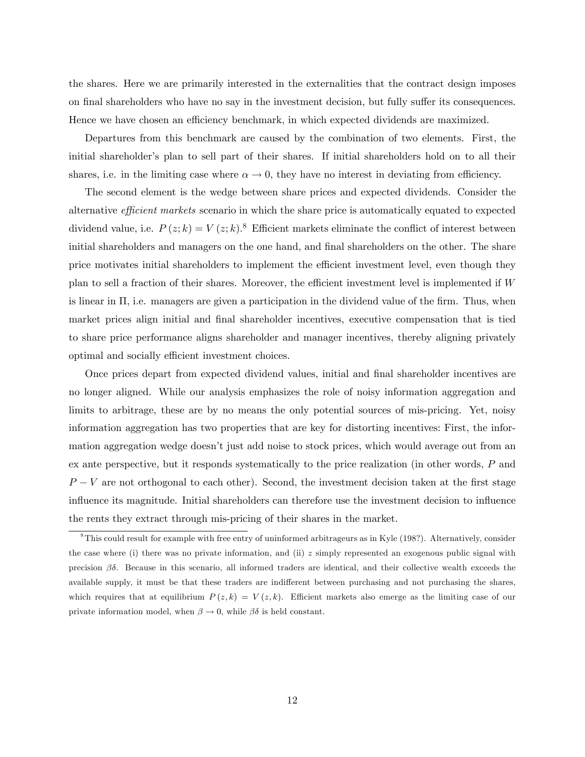the shares. Here we are primarily interested in the externalities that the contract design imposes on final shareholders who have no say in the investment decision, but fully suffer its consequences. Hence we have chosen an efficiency benchmark, in which expected dividends are maximized.

Departures from this benchmark are caused by the combination of two elements. First, the initial shareholder's plan to sell part of their shares. If initial shareholders hold on to all their shares, i.e. in the limiting case where $\alpha \to 0$, they have no interest in deviating from efficiency.

The second element is the wedge between share prices and expected dividends. Consider the alternative *efficient markets* scenario in which the share price is automatically equated to expected dividend value, i.e. $P(z;k) = V(z;k)$.[8] Efficient markets eliminate the conflict of interest between initial shareholders and managers on the one hand, and final shareholders on the other. The share price motivates initial shareholders to implement the efficient investment level, even though they plan to sell a fraction of their shares. Moreover, the efficient investment level is implemented if $W$ is linear in $\Pi$, i.e. managers are given a participation in the dividend value of the firm. Thus, when market prices align initial and final shareholder incentives, executive compensation that is tied to share price performance aligns shareholder and manager incentives, thereby aligning privately optimal and socially efficient investment choices.

Once prices depart from expected dividend values, initial and final shareholder incentives are no longer aligned. While our analysis emphasizes the role of noisy information aggregation and limits to arbitrage, these are by no means the only potential sources of mis-pricing. Yet, noisy information aggregation has two properties that are key for distorting incentives: First, the information aggregation wedge doesn't just add noise to stock prices, which would average out from an ex ante perspective, but it responds systematically to the price realization (in other words, $P$ and $P - V$ are not orthogonal to each other). Second, the investment decision taken at the first stage influence its magnitude. Initial shareholders can therefore use the investment decision to influence the rents they extract through mis-pricing of their shares in the market.

[8] This could result for example with free entry of uninformed arbitrageurs as in Kyle (198?). Alternatively, consider the case where (i) there was no private information, and (ii) $z$ simply represented an exogenous public signal with precision $\beta\delta$. Because in this scenario, all informed traders are identical, and their collective wealth exceeds the available supply, it must be that these traders are indifferent between purchasing and not purchasing the shares, which requires that at equilibrium $P(z,k) = V(z,k)$. Efficient markets also emerge as the limiting case of our private information model, when $\beta \to 0$, while $\beta\delta$ is held constant.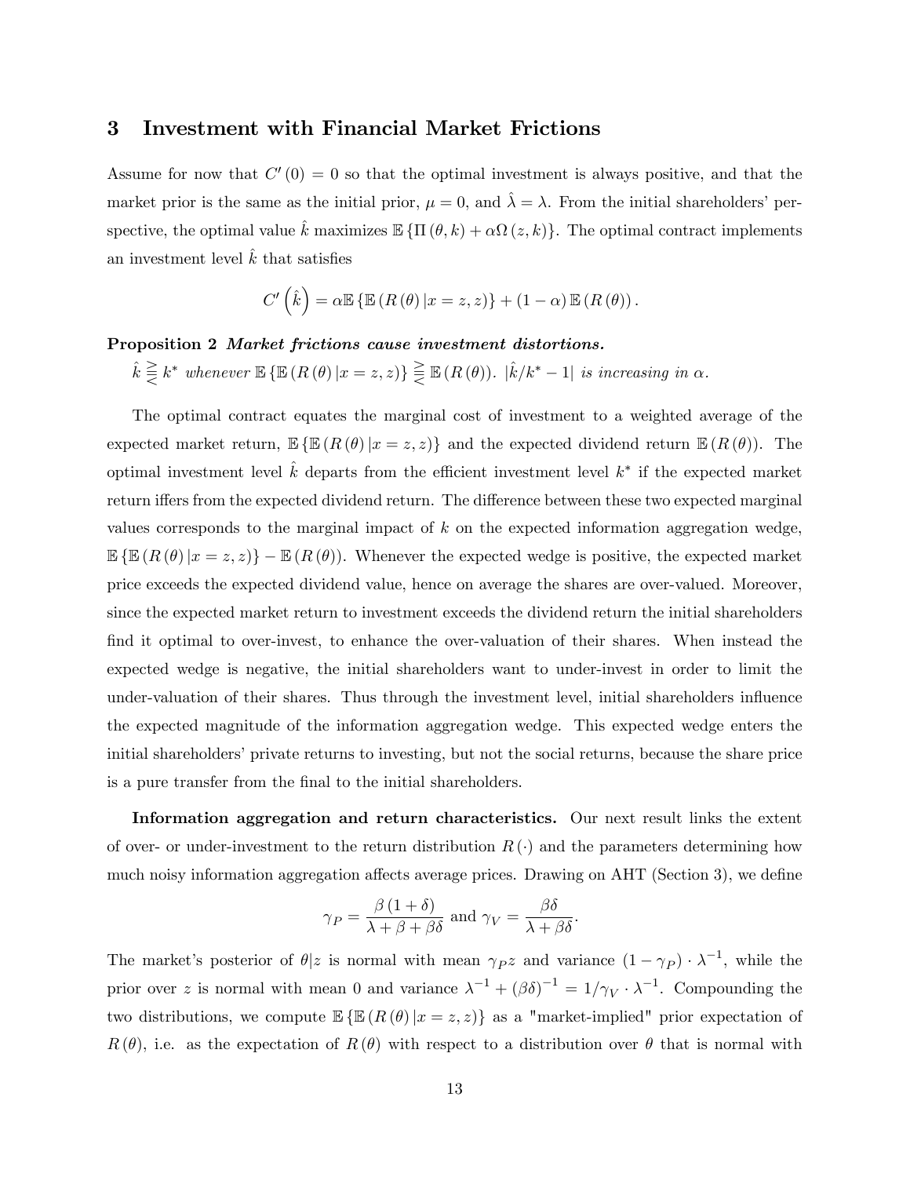# 3 Investment with Financial Market Frictions

Assume for now that $C'(0) = 0$ so that the optimal investment is always positive, and that the market prior is the same as the initial prior, $\mu = 0$, and $\hat{\lambda} = \lambda$. From the initial shareholders' perspective, the optimal value $\hat{k}$ maximizes $\mathbb{E}\{\Pi(\theta, k) + \alpha\Omega(z, k)\}$. The optimal contract implements an investment level $\hat{k}$ that satisfies

$$C'\left(\hat{k}\right) = \alpha\mathbb{E}\left\{\mathbb{E}\left(R(\theta)|x = z, z\right)\right\} + (1 - \alpha)\mathbb{E}\left(R(\theta)\right).$$

**Proposition 2** ***Market frictions cause investment distortions.***
*$\hat{k} \gtreqless k^*$ whenever $\mathbb{E}\{\mathbb{E}(R(\theta)|x = z, z)\} \gtreqless \mathbb{E}(R(\theta))$. $|\hat{k}/k^* - 1|$ is increasing in $\alpha$.*

The optimal contract equates the marginal cost of investment to a weighted average of the expected market return, $\mathbb{E}\{\mathbb{E}(R(\theta)|x = z, z)\}$ and the expected dividend return $\mathbb{E}(R(\theta))$. The optimal investment level $\hat{k}$ departs from the efficient investment level $k^*$ if the expected market return iffers from the expected dividend return. The difference between these two expected marginal values corresponds to the marginal impact of $k$ on the expected information aggregation wedge, $\mathbb{E}\{\mathbb{E}(R(\theta)|x = z, z)\} - \mathbb{E}(R(\theta))$. Whenever the expected wedge is positive, the expected market price exceeds the expected dividend value, hence on average the shares are over-valued. Moreover, since the expected market return to investment exceeds the dividend return the initial shareholders find it optimal to over-invest, to enhance the over-valuation of their shares. When instead the expected wedge is negative, the initial shareholders want to under-invest in order to limit the under-valuation of their shares. Thus through the investment level, initial shareholders influence the expected magnitude of the information aggregation wedge. This expected wedge enters the initial shareholders' private returns to investing, but not the social returns, because the share price is a pure transfer from the final to the initial shareholders.

**Information aggregation and return characteristics.** Our next result links the extent of over- or under-investment to the return distribution $R(\cdot)$ and the parameters determining how much noisy information aggregation affects average prices. Drawing on AHT (Section 3), we define

$$\gamma_P = \frac{\beta(1 + \delta)}{\lambda + \beta + \beta\delta} \text{ and } \gamma_V = \frac{\beta\delta}{\lambda + \beta\delta}.$$

The market's posterior of $\theta|z$ is normal with mean $\gamma_P z$ and variance $(1 - \gamma_P) \cdot \lambda^{-1}$, while the prior over $z$ is normal with mean 0 and variance $\lambda^{-1} + (\beta\delta)^{-1} = 1/\gamma_V \cdot \lambda^{-1}$. Compounding the two distributions, we compute $\mathbb{E}\{\mathbb{E}(R(\theta)|x = z, z)\}$ as a "market-implied" prior expectation of $R(\theta)$, i.e. as the expectation of $R(\theta)$ with respect to a distribution over $\theta$ that is normal with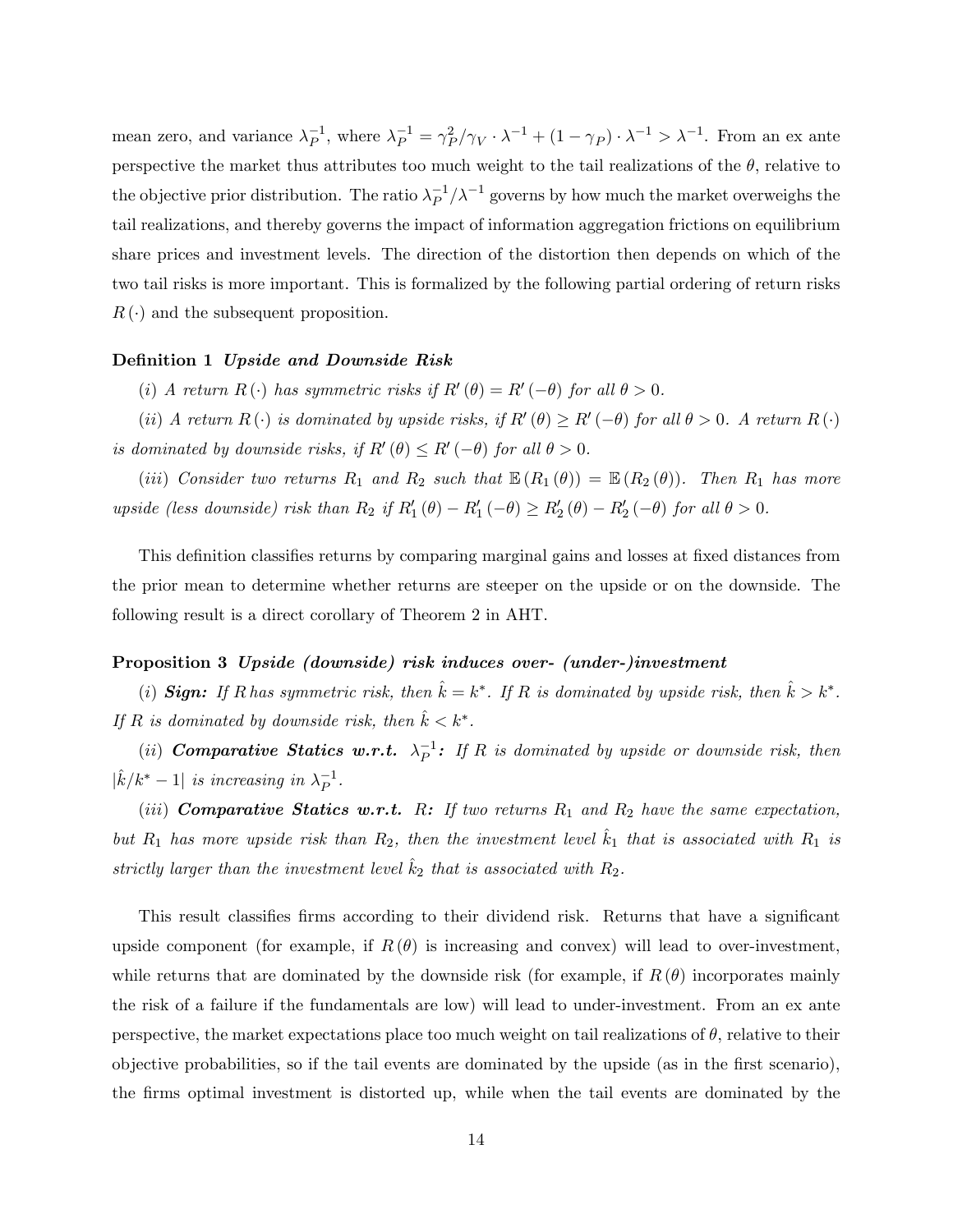mean zero, and variance $\lambda_P^{-1}$, where $\lambda_P^{-1} = \gamma_P^2/\gamma_V \cdot \lambda^{-1} + (1-\gamma_P)\cdot\lambda^{-1} > \lambda^{-1}$. From an ex ante perspective the market thus attributes too much weight to the tail realizations of the $\theta$, relative to the objective prior distribution. The ratio $\lambda_P^{-1}/\lambda^{-1}$ governs by how much the market overweighs the tail realizations, and thereby governs the impact of information aggregation frictions on equilibrium share prices and investment levels. The direction of the distortion then depends on which of the two tail risks is more important. This is formalized by the following partial ordering of return risks $R(\cdot)$ and the subsequent proposition.

**Definition 1** ***Upside and Downside Risk***

*(i) A return $R(\cdot)$ has symmetric risks if $R'(\theta) = R'(-\theta)$ for all $\theta > 0$.*

*(ii) A return $R(\cdot)$ is dominated by upside risks, if $R'(\theta) \geq R'(-\theta)$ for all $\theta > 0$. A return $R(\cdot)$ is dominated by downside risks, if $R'(\theta) \leq R'(-\theta)$ for all $\theta > 0$.*

*(iii) Consider two returns $R_1$ and $R_2$ such that $\mathbb{E}(R_1(\theta)) = \mathbb{E}(R_2(\theta))$. Then $R_1$ has more upside (less downside) risk than $R_2$ if $R_1'(\theta) - R_1'(-\theta) \geq R_2'(\theta) - R_2'(-\theta)$ for all $\theta > 0$.*

This definition classifies returns by comparing marginal gains and losses at fixed distances from the prior mean to determine whether returns are steeper on the upside or on the downside. The following result is a direct corollary of Theorem 2 in AHT.

**Proposition 3** ***Upside (downside) risk induces over- (under-)investment***

*(i)* ***Sign:*** *If $R$ has symmetric risk, then $\hat{k} = k^*$. If $R$ is dominated by upside risk, then $\hat{k} > k^*$. If $R$ is dominated by downside risk, then $\hat{k} < k^*$.*

*(ii)* ***Comparative Statics w.r.t. $\lambda_P^{-1}$:*** *If $R$ is dominated by upside or downside risk, then $|\hat{k}/k^* - 1|$ is increasing in $\lambda_P^{-1}$.*

*(iii)* ***Comparative Statics w.r.t. $R$:*** *If two returns $R_1$ and $R_2$ have the same expectation, but $R_1$ has more upside risk than $R_2$, then the investment level $\hat{k}_1$ that is associated with $R_1$ is strictly larger than the investment level $\hat{k}_2$ that is associated with $R_2$.*

This result classifies firms according to their dividend risk. Returns that have a significant upside component (for example, if $R(\theta)$ is increasing and convex) will lead to over-investment, while returns that are dominated by the downside risk (for example, if $R(\theta)$ incorporates mainly the risk of a failure if the fundamentals are low) will lead to under-investment. From an ex ante perspective, the market expectations place too much weight on tail realizations of $\theta$, relative to their objective probabilities, so if the tail events are dominated by the upside (as in the first scenario), the firms optimal investment is distorted up, while when the tail events are dominated by the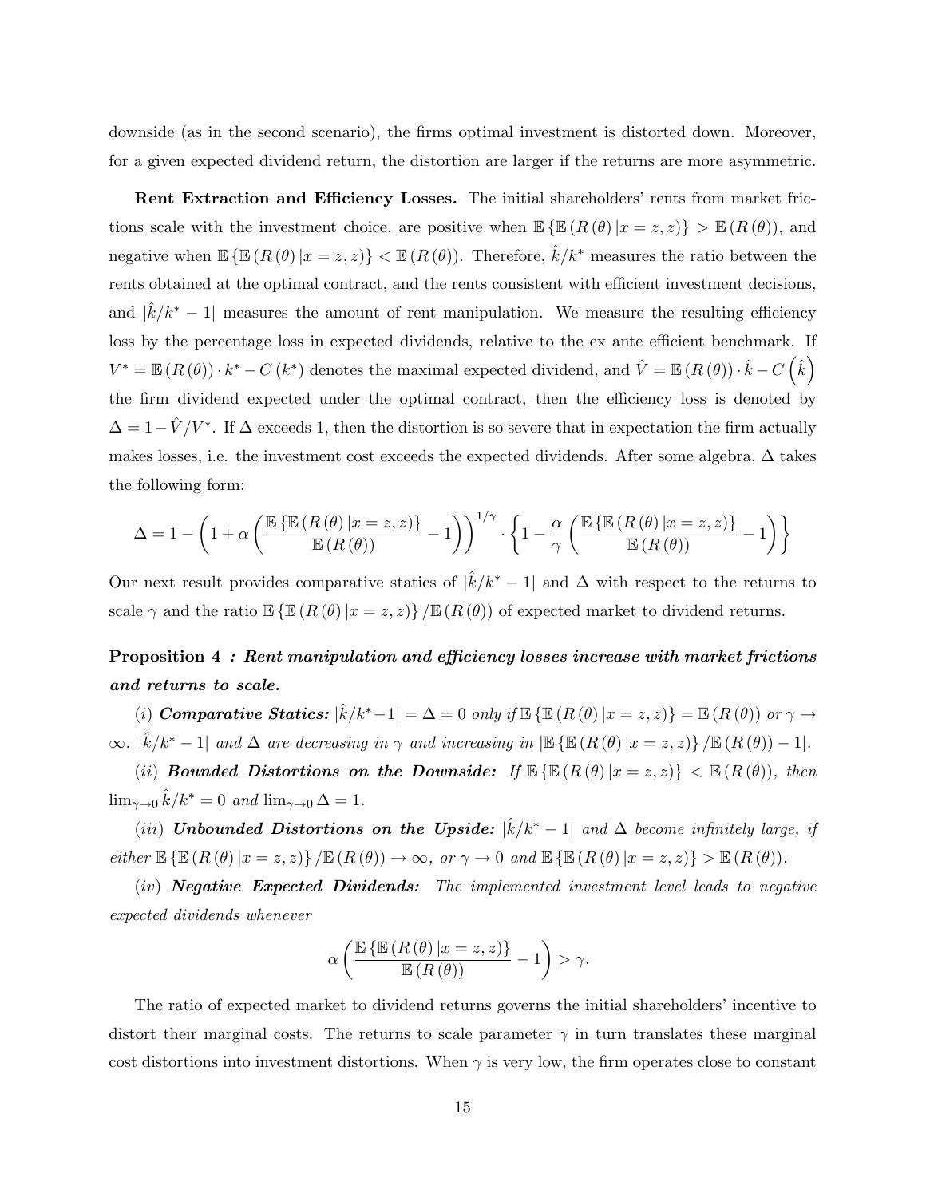downside (as in the second scenario), the firms optimal investment is distorted down. Moreover, for a given expected dividend return, the distortion are larger if the returns are more asymmetric.

**Rent Extraction and Efficiency Losses.** The initial shareholders' rents from market frictions scale with the investment choice, are positive when $\mathbb{E}\left\{\mathbb{E}\left(R\left(\theta\right)|x=z,z\right)\right\} > \mathbb{E}\left(R\left(\theta\right)\right)$, and negative when $\mathbb{E}\left\{\mathbb{E}\left(R\left(\theta\right)|x=z,z\right)\right\} < \mathbb{E}\left(R\left(\theta\right)\right)$. Therefore, $\hat{k}/k^*$ measures the ratio between the rents obtained at the optimal contract, and the rents consistent with efficient investment decisions, and $|\hat{k}/k^* - 1|$ measures the amount of rent manipulation. We measure the resulting efficiency loss by the percentage loss in expected dividends, relative to the ex ante efficient benchmark. If $V^* = \mathbb{E}\left(R\left(\theta\right)\right) \cdot k^* - C\left(k^*\right)$ denotes the maximal expected dividend, and $\hat{V} = \mathbb{E}\left(R\left(\theta\right)\right) \cdot \hat{k} - C\left(\hat{k}\right)$ the firm dividend expected under the optimal contract, then the efficiency loss is denoted by $\Delta = 1 - \hat{V}/V^*$. If $\Delta$ exceeds 1, then the distortion is so severe that in expectation the firm actually makes losses, i.e. the investment cost exceeds the expected dividends. After some algebra, $\Delta$ takes the following form:

$$\Delta = 1 - \left(1 + \alpha\left(\frac{\mathbb{E}\left\{\mathbb{E}\left(R\left(\theta\right)|x=z,z\right)\right\}}{\mathbb{E}\left(R\left(\theta\right)\right)} - 1\right)\right)^{1/\gamma} \cdot \left\{1 - \frac{\alpha}{\gamma}\left(\frac{\mathbb{E}\left\{\mathbb{E}\left(R\left(\theta\right)|x=z,z\right)\right\}}{\mathbb{E}\left(R\left(\theta\right)\right)} - 1\right)\right\}$$

Our next result provides comparative statics of $|\hat{k}/k^* - 1|$ and $\Delta$ with respect to the returns to scale $\gamma$ and the ratio $\mathbb{E}\left\{\mathbb{E}\left(R\left(\theta\right)|x=z,z\right)\right\}/\mathbb{E}\left(R\left(\theta\right)\right)$ of expected market to dividend returns.

**Proposition 4** ***: Rent manipulation and efficiency losses increase with market frictions and returns to scale.***

*(i)* ***Comparative Statics:*** *$|\hat{k}/k^* - 1| = \Delta = 0$ only if $\mathbb{E}\left\{\mathbb{E}\left(R\left(\theta\right)|x=z,z\right)\right\} = \mathbb{E}\left(R\left(\theta\right)\right)$ or $\gamma \to \infty$. $|\hat{k}/k^* - 1|$ and $\Delta$ are decreasing in $\gamma$ and increasing in $|\mathbb{E}\left\{\mathbb{E}\left(R\left(\theta\right)|x=z,z\right)\right\}/\mathbb{E}\left(R\left(\theta\right)\right) - 1|$.*

*(ii)* ***Bounded Distortions on the Downside:*** *If $\mathbb{E}\left\{\mathbb{E}\left(R\left(\theta\right)|x=z,z\right)\right\} < \mathbb{E}\left(R\left(\theta\right)\right)$, then $\lim_{\gamma\to 0}\hat{k}/k^* = 0$ and $\lim_{\gamma \to 0}\Delta = 1$.*

*(iii)* ***Unbounded Distortions on the Upside:*** *$|\hat{k}/k^* - 1|$ and $\Delta$ become infinitely large, if either $\mathbb{E}\left\{\mathbb{E}\left(R\left(\theta\right)|x=z,z\right)\right\}/\mathbb{E}\left(R\left(\theta\right)\right) \to \infty$, or $\gamma \to 0$ and $\mathbb{E}\left\{\mathbb{E}\left(R\left(\theta\right)|x=z,z\right)\right\} > \mathbb{E}\left(R\left(\theta\right)\right)$.*

*(iv)* ***Negative Expected Dividends:*** *The implemented investment level leads to negative expected dividends whenever*

$$\alpha\left(\frac{\mathbb{E}\left\{\mathbb{E}\left(R\left(\theta\right)|x=z,z\right)\right\}}{\mathbb{E}\left(R\left(\theta\right)\right)} - 1\right) > \gamma.$$

The ratio of expected market to dividend returns governs the initial shareholders' incentive to distort their marginal costs. The returns to scale parameter $\gamma$ in turn translates these marginal cost distortions into investment distortions. When $\gamma$ is very low, the firm operates close to constant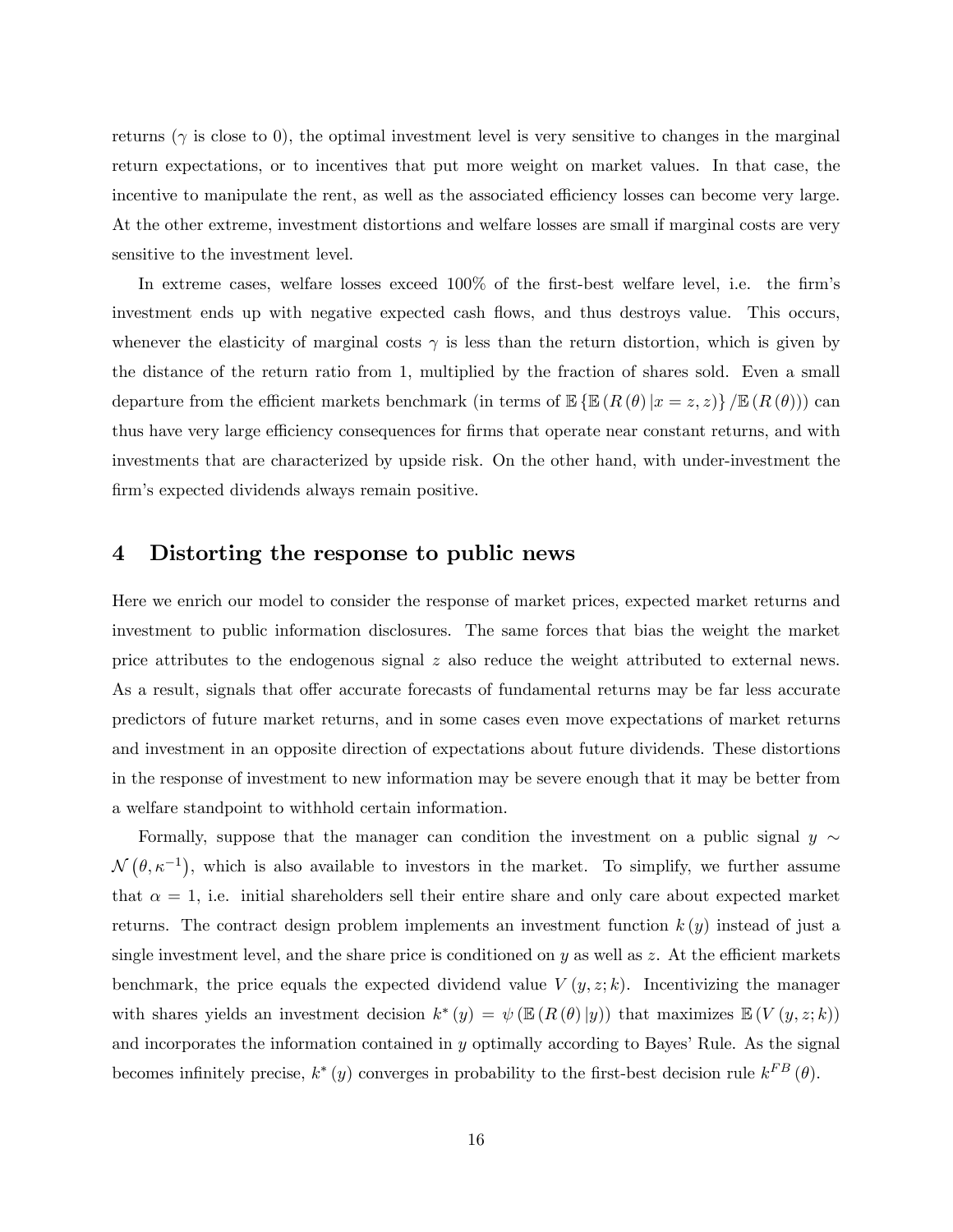returns ($\gamma$ is close to 0), the optimal investment level is very sensitive to changes in the marginal return expectations, or to incentives that put more weight on market values. In that case, the incentive to manipulate the rent, as well as the associated efficiency losses can become very large. At the other extreme, investment distortions and welfare losses are small if marginal costs are very sensitive to the investment level.

In extreme cases, welfare losses exceed 100% of the first-best welfare level, i.e. the firm's investment ends up with negative expected cash flows, and thus destroys value. This occurs, whenever the elasticity of marginal costs $\gamma$ is less than the return distortion, which is given by the distance of the return ratio from 1, multiplied by the fraction of shares sold. Even a small departure from the efficient markets benchmark (in terms of $\mathbb{E}\{\mathbb{E}(R(\theta)|x=z,z)\}/\mathbb{E}(R(\theta))$) can thus have very large efficiency consequences for firms that operate near constant returns, and with investments that are characterized by upside risk. On the other hand, with under-investment the firm's expected dividends always remain positive.

# 4 Distorting the response to public news

Here we enrich our model to consider the response of market prices, expected market returns and investment to public information disclosures. The same forces that bias the weight the market price attributes to the endogenous signal $z$ also reduce the weight attributed to external news. As a result, signals that offer accurate forecasts of fundamental returns may be far less accurate predictors of future market returns, and in some cases even move expectations of market returns and investment in an opposite direction of expectations about future dividends. These distortions in the response of investment to new information may be severe enough that it may be better from a welfare standpoint to withhold certain information.

Formally, suppose that the manager can condition the investment on a public signal $y \sim \mathcal{N}(\theta, \kappa^{-1})$, which is also available to investors in the market. To simplify, we further assume that $\alpha = 1$, i.e. initial shareholders sell their entire share and only care about expected market returns. The contract design problem implements an investment function $k(y)$ instead of just a single investment level, and the share price is conditioned on $y$ as well as $z$. At the efficient markets benchmark, the price equals the expected dividend value $V(y, z; k)$. Incentivizing the manager with shares yields an investment decision $k^*(y) = \psi(\mathbb{E}(R(\theta)|y))$ that maximizes $\mathbb{E}(V(y, z; k))$ and incorporates the information contained in $y$ optimally according to Bayes' Rule. As the signal becomes infinitely precise, $k^*(y)$ converges in probability to the first-best decision rule $k^{FB}(\theta)$.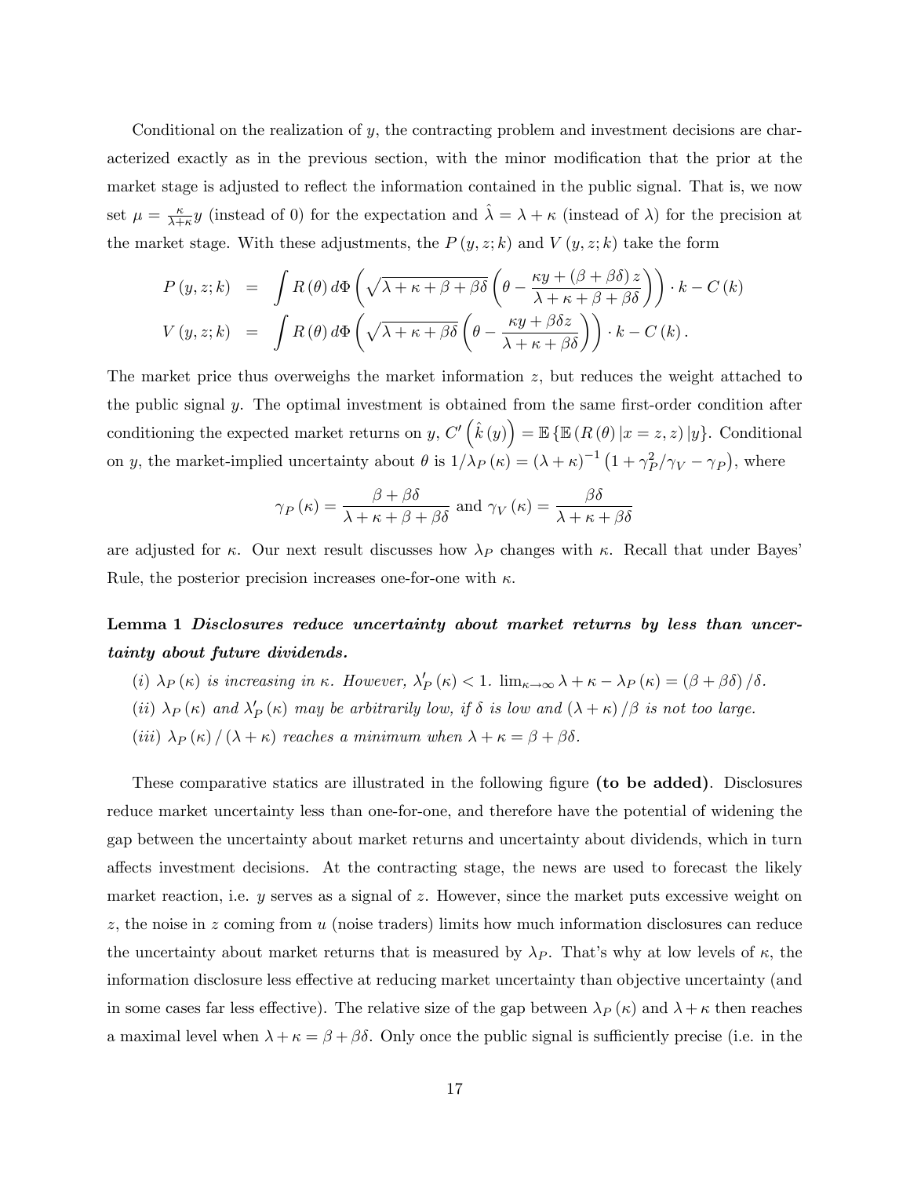Conditional on the realization of $y$, the contracting problem and investment decisions are characterized exactly as in the previous section, with the minor modification that the prior at the market stage is adjusted to reflect the information contained in the public signal. That is, we now set $\mu = \frac{\kappa}{\lambda+\kappa}y$ (instead of 0) for the expectation and $\hat{\lambda} = \lambda + \kappa$ (instead of $\lambda$) for the precision at the market stage. With these adjustments, the $P(y,z;k)$ and $V(y,z;k)$ take the form

$$
\begin{aligned}
P(y,z;k) &= \int R(\theta)\, d\Phi\left(\sqrt{\lambda+\kappa+\beta+\beta\delta}\left(\theta - \frac{\kappa y + (\beta+\beta\delta)z}{\lambda+\kappa+\beta+\beta\delta}\right)\right)\cdot k - C(k) \\
V(y,z;k) &= \int R(\theta)\, d\Phi\left(\sqrt{\lambda+\kappa+\beta\delta}\left(\theta - \frac{\kappa y + \beta\delta z}{\lambda+\kappa+\beta\delta}\right)\right)\cdot k - C(k).
\end{aligned}
$$

The market price thus overweighs the market information $z$, but reduces the weight attached to the public signal $y$. The optimal investment is obtained from the same first-order condition after conditioning the expected market returns on $y$, $C'\left(\hat{k}(y)\right) = \mathbb{E}\left\{\mathbb{E}\left(R(\theta)\,|x=z,z\right)|y\right\}$. Conditional on $y$, the market-implied uncertainty about $\theta$ is $1/\lambda_P(\kappa) = (\lambda+\kappa)^{-1}\left(1+\gamma_P^2/\gamma_V - \gamma_P\right)$, where

$$
\gamma_P(\kappa) = \frac{\beta+\beta\delta}{\lambda+\kappa+\beta+\beta\delta} \text{ and } \gamma_V(\kappa) = \frac{\beta\delta}{\lambda+\kappa+\beta\delta}
$$

are adjusted for $\kappa$. Our next result discusses how $\lambda_P$ changes with $\kappa$. Recall that under Bayes' Rule, the posterior precision increases one-for-one with $\kappa$.

**Lemma 1** ***Disclosures reduce uncertainty about market returns by less than uncertainty about future dividends.***

*(i)* $\lambda_P(\kappa)$ *is increasing in* $\kappa$*. However,* $\lambda_P'(\kappa) < 1$*.* $\lim_{\kappa\to\infty}\lambda+\kappa-\lambda_P(\kappa) = (\beta+\beta\delta)/\delta$*.*

*(ii)* $\lambda_P(\kappa)$ *and* $\lambda_P'(\kappa)$ *may be arbitrarily low, if* $\delta$ *is low and* $(\lambda+\kappa)/\beta$ *is not too large.*

*(iii)* $\lambda_P(\kappa)/(\lambda+\kappa)$ *reaches a minimum when* $\lambda+\kappa = \beta+\beta\delta$*.*

These comparative statics are illustrated in the following figure **(to be added)**. Disclosures reduce market uncertainty less than one-for-one, and therefore have the potential of widening the gap between the uncertainty about market returns and uncertainty about dividends, which in turn affects investment decisions. At the contracting stage, the news are used to forecast the likely market reaction, i.e. $y$ serves as a signal of $z$. However, since the market puts excessive weight on $z$, the noise in $z$ coming from $u$ (noise traders) limits how much information disclosures can reduce the uncertainty about market returns that is measured by $\lambda_P$. That's why at low levels of $\kappa$, the information disclosure less effective at reducing market uncertainty than objective uncertainty (and in some cases far less effective). The relative size of the gap between $\lambda_P(\kappa)$ and $\lambda+\kappa$ then reaches a maximal level when $\lambda+\kappa = \beta+\beta\delta$. Only once the public signal is sufficiently precise (i.e. in the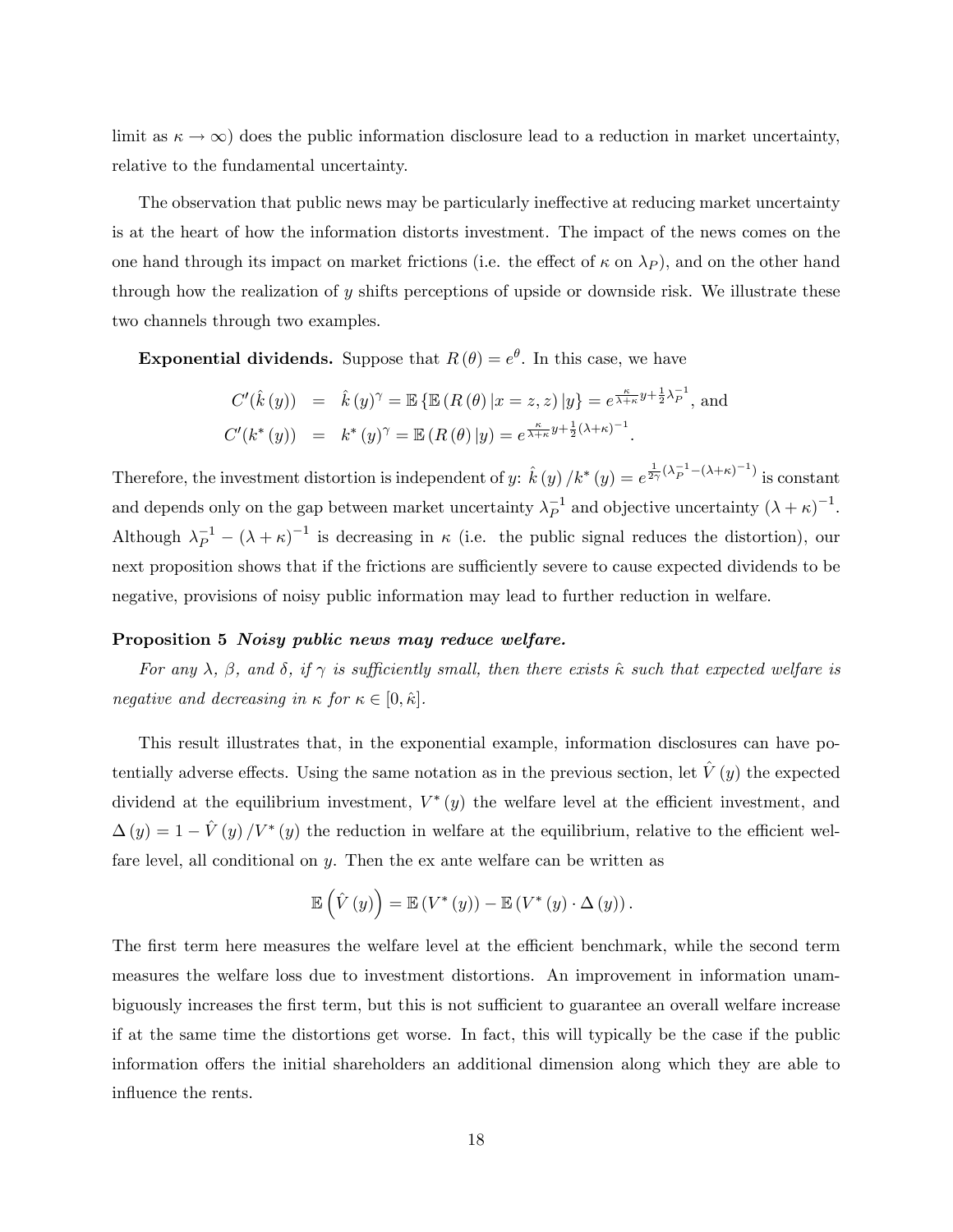limit as $\kappa \to \infty$) does the public information disclosure lead to a reduction in market uncertainty, relative to the fundamental uncertainty.

The observation that public news may be particularly ineffective at reducing market uncertainty is at the heart of how the information distorts investment. The impact of the news comes on the one hand through its impact on market frictions (i.e. the effect of $\kappa$ on $\lambda_P$), and on the other hand through how the realization of $y$ shifts perceptions of upside or downside risk. We illustrate these two channels through two examples.

**Exponential dividends.** Suppose that $R(\theta) = e^{\theta}$. In this case, we have

$$
\begin{aligned}
C'(\hat{k}(y)) &= \hat{k}(y)^{\gamma} = \mathbb{E}\left\{\mathbb{E}\left(R(\theta)\,|x = z, z\right)|y\right\} = e^{\frac{\kappa}{\lambda+\kappa}y + \frac{1}{2}\lambda_P^{-1}}, \text{ and} \\
C'(k^*(y)) &= k^*(y)^{\gamma} = \mathbb{E}\left(R(\theta)\,|y\right) = e^{\frac{\kappa}{\lambda+\kappa}y + \frac{1}{2}(\lambda+\kappa)^{-1}}.
\end{aligned}
$$

Therefore, the investment distortion is independent of $y$: $\hat{k}(y)/k^*(y) = e^{\frac{1}{2\gamma}\left(\lambda_P^{-1} - (\lambda+\kappa)^{-1}\right)}$ is constant and depends only on the gap between market uncertainty $\lambda_P^{-1}$ and objective uncertainty $(\lambda+\kappa)^{-1}$. Although $\lambda_P^{-1} - (\lambda+\kappa)^{-1}$ is decreasing in $\kappa$ (i.e. the public signal reduces the distortion), our next proposition shows that if the frictions are sufficiently severe to cause expected dividends to be negative, provisions of noisy public information may lead to further reduction in welfare.

**Proposition 5** ***Noisy public news may reduce welfare.***

*For any $\lambda$, $\beta$, and $\delta$, if $\gamma$ is sufficiently small, then there exists $\hat{\kappa}$ such that expected welfare is negative and decreasing in $\kappa$ for $\kappa \in [0, \hat{\kappa}]$.*

This result illustrates that, in the exponential example, information disclosures can have potentially adverse effects. Using the same notation as in the previous section, let $\hat{V}(y)$ the expected dividend at the equilibrium investment, $V^*(y)$ the welfare level at the efficient investment, and $\Delta(y) = 1 - \hat{V}(y)/V^*(y)$ the reduction in welfare at the equilibrium, relative to the efficient welfare level, all conditional on $y$. Then the ex ante welfare can be written as

$$
\mathbb{E}\left(\hat{V}(y)\right) = \mathbb{E}\left(V^*(y)\right) - \mathbb{E}\left(V^*(y) \cdot \Delta(y)\right).
$$

The first term here measures the welfare level at the efficient benchmark, while the second term measures the welfare loss due to investment distortions. An improvement in information unambiguously increases the first term, but this is not sufficient to guarantee an overall welfare increase if at the same time the distortions get worse. In fact, this will typically be the case if the public information offers the initial shareholders an additional dimension along which they are able to influence the rents.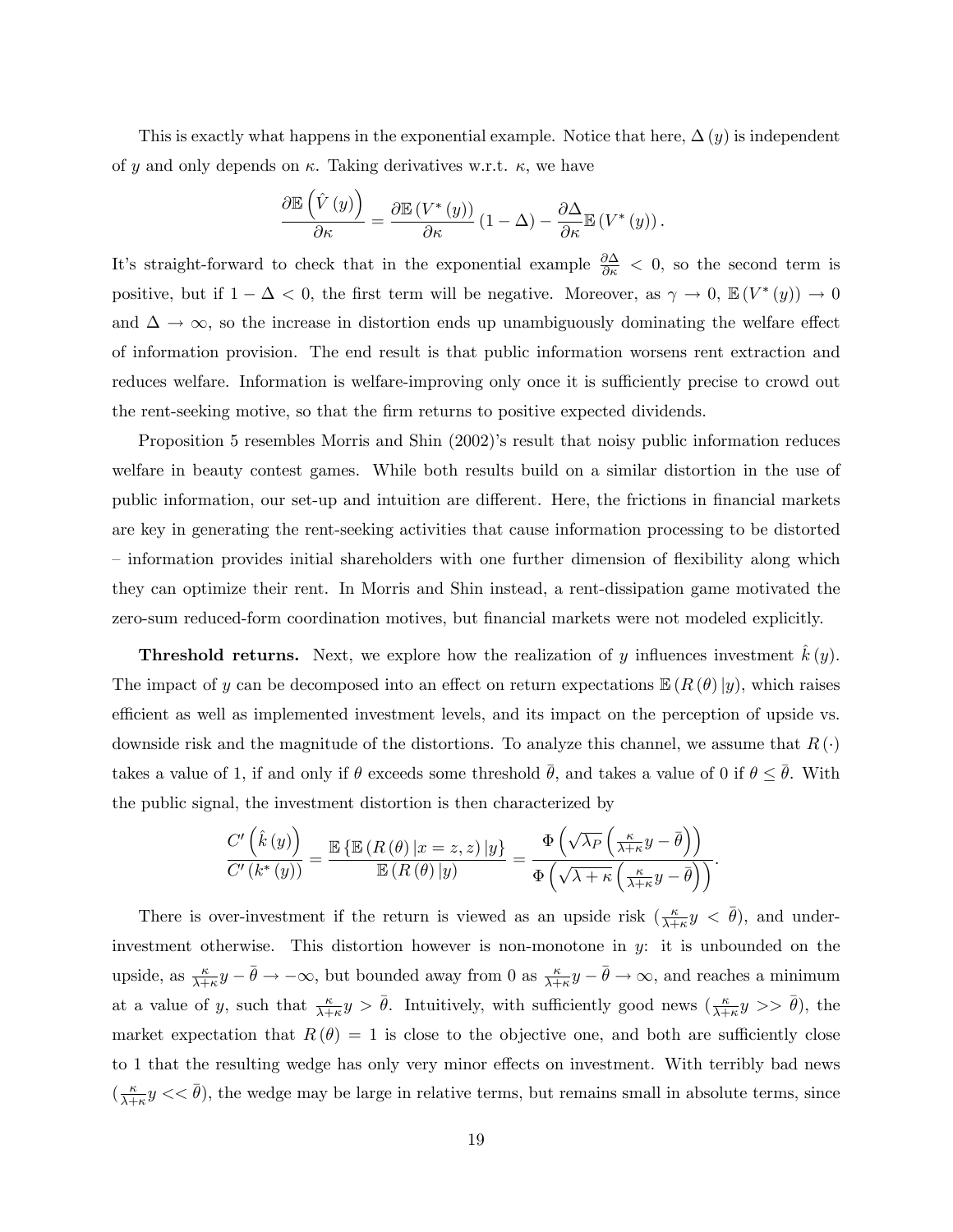This is exactly what happens in the exponential example. Notice that here, $\Delta(y)$ is independent of $y$ and only depends on $\kappa$. Taking derivatives w.r.t. $\kappa$, we have

$$\frac{\partial \mathbb{E}\left(\hat{V}(y)\right)}{\partial \kappa} = \frac{\partial \mathbb{E}\left(V^*(y)\right)}{\partial \kappa}(1-\Delta) - \frac{\partial \Delta}{\partial \kappa}\mathbb{E}\left(V^*(y)\right).$$

It's straight-forward to check that in the exponential example $\frac{\partial \Delta}{\partial \kappa} < 0$, so the second term is positive, but if $1 - \Delta < 0$, the first term will be negative. Moreover, as $\gamma \to 0$, $\mathbb{E}(V^*(y)) \to 0$ and $\Delta \to \infty$, so the increase in distortion ends up unambiguously dominating the welfare effect of information provision. The end result is that public information worsens rent extraction and reduces welfare. Information is welfare-improving only once it is sufficiently precise to crowd out the rent-seeking motive, so that the firm returns to positive expected dividends.

Proposition 5 resembles Morris and Shin (2002)'s result that noisy public information reduces welfare in beauty contest games. While both results build on a similar distortion in the use of public information, our set-up and intuition are different. Here, the frictions in financial markets are key in generating the rent-seeking activities that cause information processing to be distorted – information provides initial shareholders with one further dimension of flexibility along which they can optimize their rent. In Morris and Shin instead, a rent-dissipation game motivated the zero-sum reduced-form coordination motives, but financial markets were not modeled explicitly.

**Threshold returns.** Next, we explore how the realization of $y$ influences investment $\hat{k}(y)$. The impact of $y$ can be decomposed into an effect on return expectations $\mathbb{E}(R(\theta)|y)$, which raises efficient as well as implemented investment levels, and its impact on the perception of upside vs. downside risk and the magnitude of the distortions. To analyze this channel, we assume that $R(\cdot)$ takes a value of 1, if and only if $\theta$ exceeds some threshold $\bar{\theta}$, and takes a value of 0 if $\theta \leq \bar{\theta}$. With the public signal, the investment distortion is then characterized by

$$\frac{C'\left(\hat{k}(y)\right)}{C'(k^*(y))} = \frac{\mathbb{E}\left\{\mathbb{E}\left(R(\theta)|x=z,z\right)|y\right\}}{\mathbb{E}\left(R(\theta)|y\right)} = \frac{\Phi\left(\sqrt{\lambda_P}\left(\frac{\kappa}{\lambda+\kappa}y - \bar{\theta}\right)\right)}{\Phi\left(\sqrt{\lambda+\kappa}\left(\frac{\kappa}{\lambda+\kappa}y - \bar{\theta}\right)\right)}.$$

There is over-investment if the return is viewed as an upside risk ($\frac{\kappa}{\lambda+\kappa}y < \bar{\theta}$), and under-investment otherwise. This distortion however is non-monotone in $y$: it is unbounded on the upside, as $\frac{\kappa}{\lambda+\kappa}y - \bar{\theta} \to -\infty$, but bounded away from 0 as $\frac{\kappa}{\lambda+\kappa}y - \bar{\theta} \to \infty$, and reaches a minimum at a value of $y$, such that $\frac{\kappa}{\lambda+\kappa}y > \bar{\theta}$. Intuitively, with sufficiently good news ($\frac{\kappa}{\lambda+\kappa}y >> \bar{\theta}$), the market expectation that $R(\theta) = 1$ is close to the objective one, and both are sufficiently close to 1 that the resulting wedge has only very minor effects on investment. With terribly bad news ($\frac{\kappa}{\lambda+\kappa}y << \bar{\theta}$), the wedge may be large in relative terms, but remains small in absolute terms, since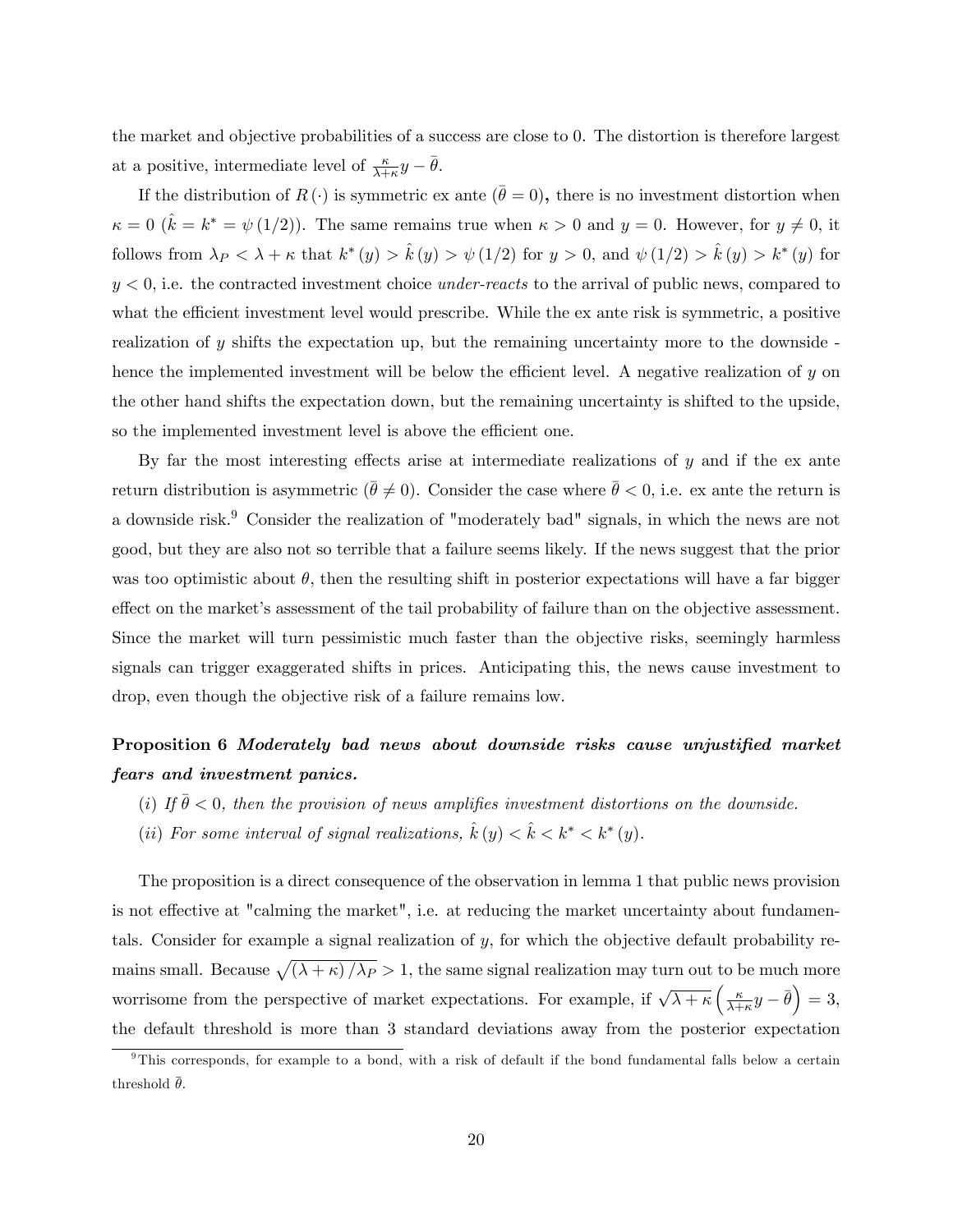the market and objective probabilities of a success are close to 0. The distortion is therefore largest at a positive, intermediate level of $\frac{\kappa}{\lambda+\kappa}y - \bar{\theta}$.

If the distribution of $R(\cdot)$ is symmetric ex ante ($\bar{\theta} = 0$), there is no investment distortion when $\kappa = 0$ ($\hat{k} = k^* = \psi(1/2)$). The same remains true when $\kappa > 0$ and $y = 0$. However, for $y \neq 0$, it follows from $\lambda_P < \lambda + \kappa$ that $k^*(y) > \hat{k}(y) > \psi(1/2)$ for $y > 0$, and $\psi(1/2) > \hat{k}(y) > k^*(y)$ for $y < 0$, i.e. the contracted investment choice *under-reacts* to the arrival of public news, compared to what the efficient investment level would prescribe. While the ex ante risk is symmetric, a positive realization of $y$ shifts the expectation up, but the remaining uncertainty more to the downside - hence the implemented investment will be below the efficient level. A negative realization of $y$ on the other hand shifts the expectation down, but the remaining uncertainty is shifted to the upside, so the implemented investment level is above the efficient one.

By far the most interesting effects arise at intermediate realizations of $y$ and if the ex ante return distribution is asymmetric ($\bar{\theta} \neq 0$). Consider the case where $\bar{\theta} < 0$, i.e. ex ante the return is a downside risk.[9] Consider the realization of "moderately bad" signals, in which the news are not good, but they are also not so terrible that a failure seems likely. If the news suggest that the prior was too optimistic about $\theta$, then the resulting shift in posterior expectations will have a far bigger effect on the market's assessment of the tail probability of failure than on the objective assessment. Since the market will turn pessimistic much faster than the objective risks, seemingly harmless signals can trigger exaggerated shifts in prices. Anticipating this, the news cause investment to drop, even though the objective risk of a failure remains low.

**Proposition 6** ***Moderately bad news about downside risks cause unjustified market fears and investment panics.***

*(i) If $\bar{\theta} < 0$, then the provision of news amplifies investment distortions on the downside.*

*(ii) For some interval of signal realizations, $\hat{k}(y) < \hat{k} < k^* < k^*(y)$.*

The proposition is a direct consequence of the observation in lemma 1 that public news provision is not effective at "calming the market", i.e. at reducing the market uncertainty about fundamentals. Consider for example a signal realization of $y$, for which the objective default probability remains small. Because $\sqrt{(\lambda+\kappa)/\lambda_P} > 1$, the same signal realization may turn out to be much more worrisome from the perspective of market expectations. For example, if $\sqrt{\lambda+\kappa}\left(\frac{\kappa}{\lambda+\kappa}y - \bar{\theta}\right) = 3$, the default threshold is more than 3 standard deviations away from the posterior expectation

[9] This corresponds, for example to a bond, with a risk of default if the bond fundamental falls below a certain threshold $\bar{\theta}$.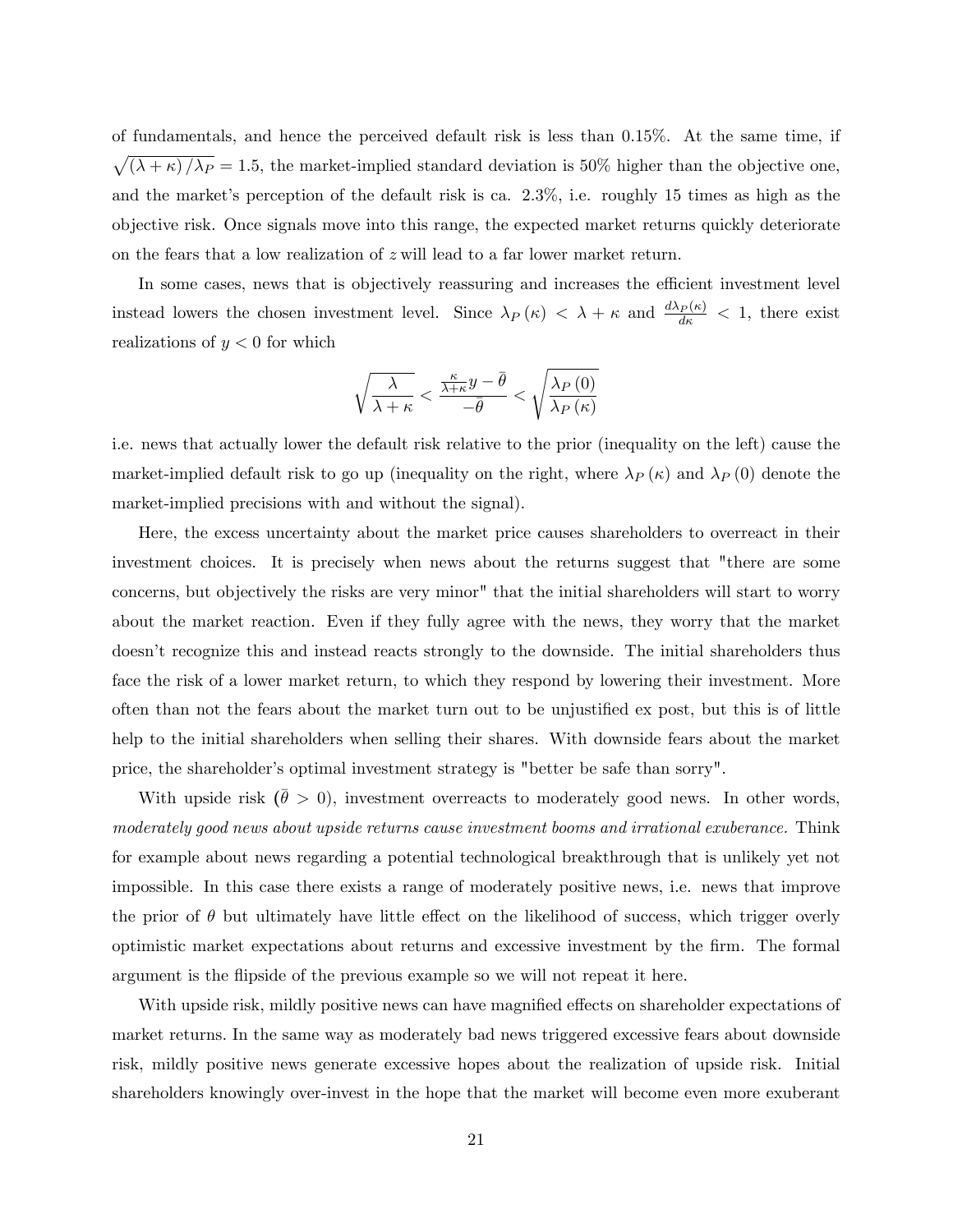of fundamentals, and hence the perceived default risk is less than 0.15%. At the same time, if $\sqrt{(\lambda+\kappa)/\lambda_P} = 1.5$, the market-implied standard deviation is 50% higher than the objective one, and the market's perception of the default risk is ca. 2.3%, i.e. roughly 15 times as high as the objective risk. Once signals move into this range, the expected market returns quickly deteriorate on the fears that a low realization of $z$ will lead to a far lower market return.

In some cases, news that is objectively reassuring and increases the efficient investment level instead lowers the chosen investment level. Since $\lambda_P(\kappa) < \lambda + \kappa$ and $\frac{d\lambda_P(\kappa)}{d\kappa} < 1$, there exist realizations of $y < 0$ for which

$$\sqrt{\frac{\lambda}{\lambda+\kappa}} < \frac{\frac{\kappa}{\lambda+\kappa}y - \bar{\theta}}{-\bar{\theta}} < \sqrt{\frac{\lambda_P(0)}{\lambda_P(\kappa)}}$$

i.e. news that actually lower the default risk relative to the prior (inequality on the left) cause the market-implied default risk to go up (inequality on the right, where $\lambda_P(\kappa)$ and $\lambda_P(0)$ denote the market-implied precisions with and without the signal).

Here, the excess uncertainty about the market price causes shareholders to overreact in their investment choices. It is precisely when news about the returns suggest that "there are some concerns, but objectively the risks are very minor" that the initial shareholders will start to worry about the market reaction. Even if they fully agree with the news, they worry that the market doesn't recognize this and instead reacts strongly to the downside. The initial shareholders thus face the risk of a lower market return, to which they respond by lowering their investment. More often than not the fears about the market turn out to be unjustified ex post, but this is of little help to the initial shareholders when selling their shares. With downside fears about the market price, the shareholder's optimal investment strategy is "better be safe than sorry".

With upside risk ($\bar{\theta} > 0$), investment overreacts to moderately good news. In other words, *moderately good news about upside returns cause investment booms and irrational exuberance.* Think for example about news regarding a potential technological breakthrough that is unlikely yet not impossible. In this case there exists a range of moderately positive news, i.e. news that improve the prior of $\theta$ but ultimately have little effect on the likelihood of success, which trigger overly optimistic market expectations about returns and excessive investment by the firm. The formal argument is the flipside of the previous example so we will not repeat it here.

With upside risk, mildly positive news can have magnified effects on shareholder expectations of market returns. In the same way as moderately bad news triggered excessive fears about downside risk, mildly positive news generate excessive hopes about the realization of upside risk. Initial shareholders knowingly over-invest in the hope that the market will become even more exuberant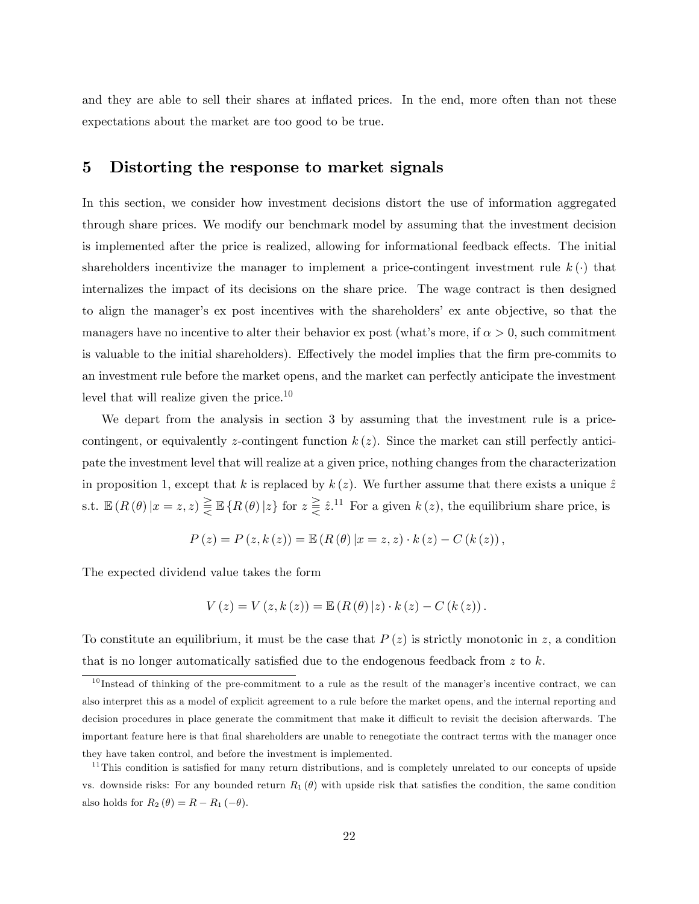and they are able to sell their shares at inflated prices. In the end, more often than not these expectations about the market are too good to be true.

# 5 Distorting the response to market signals

In this section, we consider how investment decisions distort the use of information aggregated through share prices. We modify our benchmark model by assuming that the investment decision is implemented after the price is realized, allowing for informational feedback effects. The initial shareholders incentivize the manager to implement a price-contingent investment rule $k(\cdot)$ that internalizes the impact of its decisions on the share price. The wage contract is then designed to align the manager's ex post incentives with the shareholders' ex ante objective, so that the managers have no incentive to alter their behavior ex post (what's more, if $\alpha > 0$, such commitment is valuable to the initial shareholders). Effectively the model implies that the firm pre-commits to an investment rule before the market opens, and the market can perfectly anticipate the investment level that will realize given the price.[10]

We depart from the analysis in section 3 by assuming that the investment rule is a price-contingent, or equivalently $z$-contingent function $k(z)$. Since the market can still perfectly anticipate the investment level that will realize at a given price, nothing changes from the characterization in proposition 1, except that $k$ is replaced by $k(z)$. We further assume that there exists a unique $\hat{z}$ s.t. $\mathbb{E}(R(\theta)|x = z, z) \gtreqless \mathbb{E}\{R(\theta)|z\}$ for $z \gtreqless \hat{z}$.[11] For a given $k(z)$, the equilibrium share price, is

$$P(z) = P(z, k(z)) = \mathbb{E}(R(\theta)|x = z, z) \cdot k(z) - C(k(z)),$$

The expected dividend value takes the form

$$V(z) = V(z, k(z)) = \mathbb{E}(R(\theta)|z) \cdot k(z) - C(k(z)).$$

To constitute an equilibrium, it must be the case that $P(z)$ is strictly monotonic in $z$, a condition that is no longer automatically satisfied due to the endogenous feedback from $z$ to $k$.

[10] Instead of thinking of the pre-commitment to a rule as the result of the manager's incentive contract, we can also interpret this as a model of explicit agreement to a rule before the market opens, and the internal reporting and decision procedures in place generate the commitment that make it difficult to revisit the decision afterwards. The important feature here is that final shareholders are unable to renegotiate the contract terms with the manager once they have taken control, and before the investment is implemented.

[11] This condition is satisfied for many return distributions, and is completely unrelated to our concepts of upside vs. downside risks: For any bounded return $R_1(\theta)$ with upside risk that satisfies the condition, the same condition also holds for $R_2(\theta) = R - R_1(-\theta)$.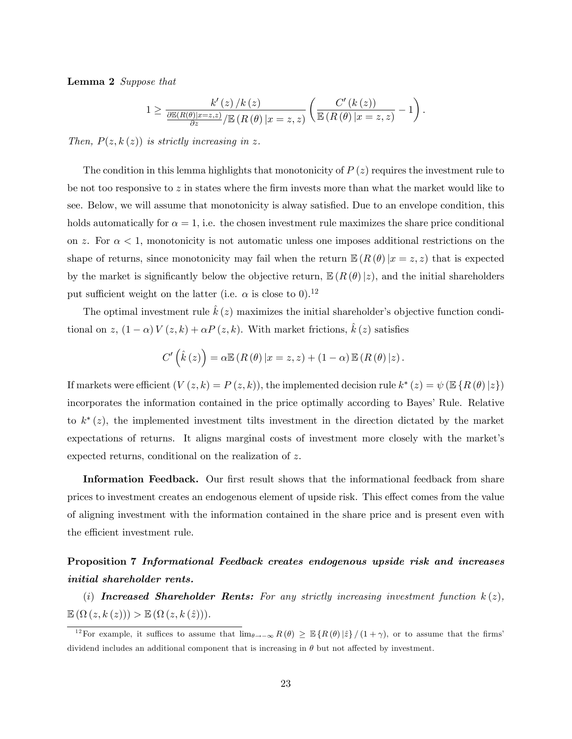**Lemma 2** *Suppose that*

$$1 \geq \frac{k'(z)/k(z)}{\frac{\partial \mathbb{E}(R(\theta)|x=z,z)}{\partial z} / \mathbb{E}(R(\theta)|x=z,z)} \left( \frac{C'(k(z))}{\mathbb{E}(R(\theta)|x=z,z)} - 1 \right).$$

*Then, $P(z, k(z))$ is strictly increasing in $z$.*

The condition in this lemma highlights that monotonicity of $P(z)$ requires the investment rule to be not too responsive to $z$ in states where the firm invests more than what the market would like to see. Below, we will assume that monotonicity is alway satisfied. Due to an envelope condition, this holds automatically for $\alpha = 1$, i.e. the chosen investment rule maximizes the share price conditional on $z$. For $\alpha < 1$, monotonicity is not automatic unless one imposes additional restrictions on the shape of returns, since monotonicity may fail when the return $\mathbb{E}(R(\theta)|x = z, z)$ that is expected by the market is significantly below the objective return, $\mathbb{E}(R(\theta)|z)$, and the initial shareholders put sufficient weight on the latter (i.e. $\alpha$ is close to 0).[12]

The optimal investment rule $\hat{k}(z)$ maximizes the initial shareholder's objective function conditional on $z$, $(1-\alpha)V(z,k) + \alpha P(z,k)$. With market frictions, $\hat{k}(z)$ satisfies

$$C'\left(\hat{k}(z)\right) = \alpha \mathbb{E}(R(\theta)|x=z,z) + (1-\alpha)\mathbb{E}(R(\theta)|z).$$

If markets were efficient ($V(z,k) = P(z,k)$), the implemented decision rule $k^*(z) = \psi(\mathbb{E}\{R(\theta)|z\})$ incorporates the information contained in the price optimally according to Bayes' Rule. Relative to $k^*(z)$, the implemented investment tilts investment in the direction dictated by the market expectations of returns. It aligns marginal costs of investment more closely with the market's expected returns, conditional on the realization of $z$.

**Information Feedback.** Our first result shows that the informational feedback from share prices to investment creates an endogenous element of upside risk. This effect comes from the value of aligning investment with the information contained in the share price and is present even with the efficient investment rule.

**Proposition 7** ***Informational Feedback creates endogenous upside risk and increases initial shareholder rents.***

(*i*) ***Increased Shareholder Rents:*** *For any strictly increasing investment function $k(z)$, $\mathbb{E}(\Omega(z, k(z))) > \mathbb{E}(\Omega(z, k(\hat{z})))$.*

[12] For example, it suffices to assume that $\lim_{\theta \to -\infty} R(\theta) \geq \mathbb{E}\{R(\theta)|\hat{z}\}/(1+\gamma)$, or to assume that the firms' dividend includes an additional component that is increasing in $\theta$ but not affected by investment.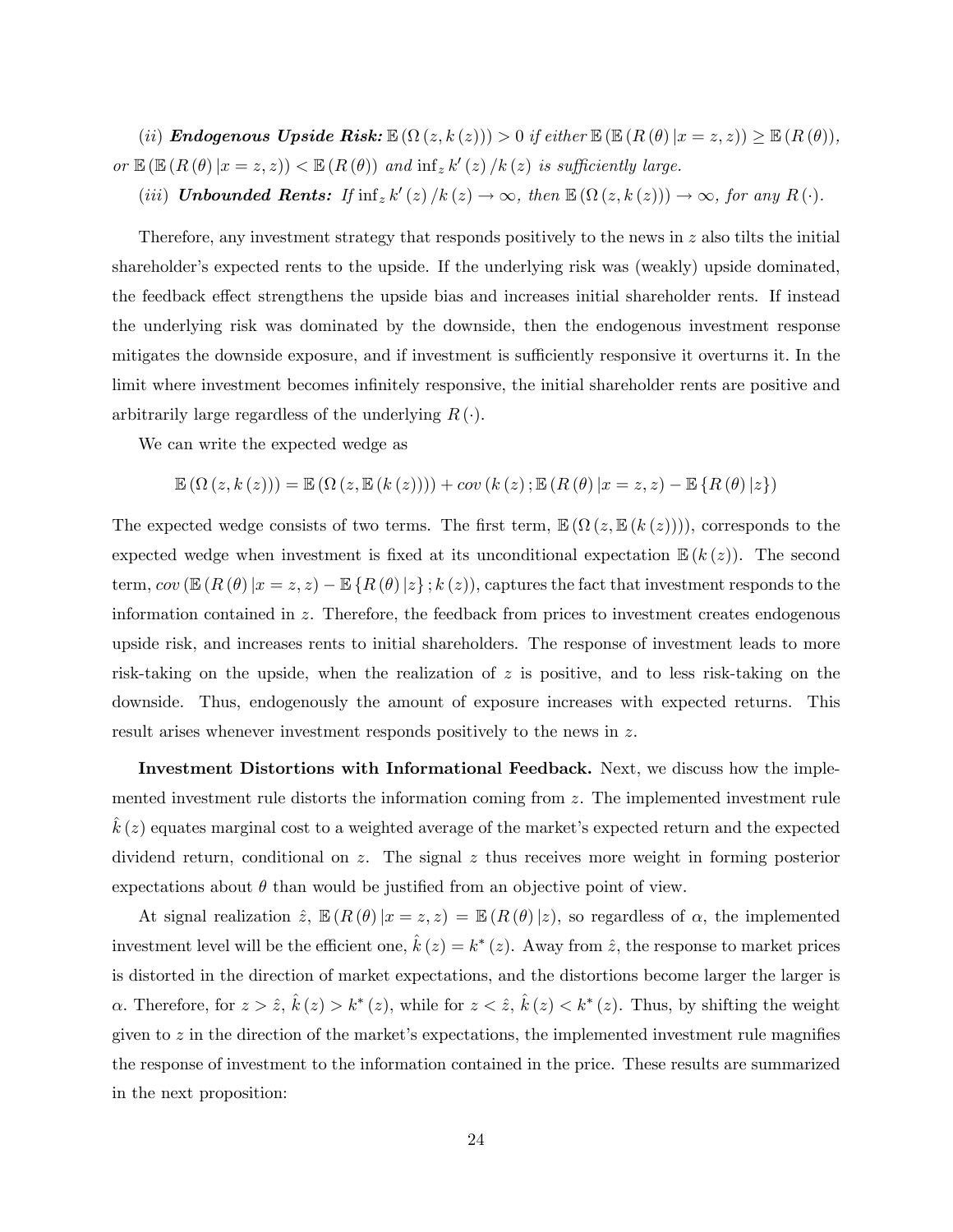(*ii*) ***Endogenous Upside Risk:*** $\mathbb{E}(\Omega(z,k(z)))>0$ *if either* $\mathbb{E}(\mathbb{E}(R(\theta)|x=z,z))\geq\mathbb{E}(R(\theta))$, *or* $\mathbb{E}(\mathbb{E}(R(\theta)|x=z,z))<\mathbb{E}(R(\theta))$ *and* $\inf_z k'(z)/k(z)$ *is sufficiently large.*

(*iii*) ***Unbounded Rents:*** *If* $\inf_z k'(z)/k(z)\rightarrow\infty$*, then* $\mathbb{E}(\Omega(z,k(z)))\rightarrow\infty$*, for any* $R(\cdot)$*.*

Therefore, any investment strategy that responds positively to the news in $z$ also tilts the initial shareholder's expected rents to the upside. If the underlying risk was (weakly) upside dominated, the feedback effect strengthens the upside bias and increases initial shareholder rents. If instead the underlying risk was dominated by the downside, then the endogenous investment response mitigates the downside exposure, and if investment is sufficiently responsive it overturns it. In the limit where investment becomes infinitely responsive, the initial shareholder rents are positive and arbitrarily large regardless of the underlying $R(\cdot)$.

We can write the expected wedge as

$$\mathbb{E}(\Omega(z,k(z)))=\mathbb{E}(\Omega(z,\mathbb{E}(k(z))))+cov\left(k(z);\mathbb{E}(R(\theta)|x=z,z)-\mathbb{E}\{R(\theta)|z\}\right)$$

The expected wedge consists of two terms. The first term, $\mathbb{E}(\Omega(z,\mathbb{E}(k(z))))$, corresponds to the expected wedge when investment is fixed at its unconditional expectation $\mathbb{E}(k(z))$. The second term, $cov\left(\mathbb{E}(R(\theta)|x=z,z)-\mathbb{E}\{R(\theta)|z\};k(z)\right)$, captures the fact that investment responds to the information contained in $z$. Therefore, the feedback from prices to investment creates endogenous upside risk, and increases rents to initial shareholders. The response of investment leads to more risk-taking on the upside, when the realization of $z$ is positive, and to less risk-taking on the downside. Thus, endogenously the amount of exposure increases with expected returns. This result arises whenever investment responds positively to the news in $z$.

**Investment Distortions with Informational Feedback.** Next, we discuss how the implemented investment rule distorts the information coming from $z$. The implemented investment rule $\hat{k}(z)$ equates marginal cost to a weighted average of the market's expected return and the expected dividend return, conditional on $z$. The signal $z$ thus receives more weight in forming posterior expectations about $\theta$ than would be justified from an objective point of view.

At signal realization $\hat{z}$, $\mathbb{E}(R(\theta)|x=z,z)=\mathbb{E}(R(\theta)|z)$, so regardless of $\alpha$, the implemented investment level will be the efficient one, $\hat{k}(z)=k^*(z)$. Away from $\hat{z}$, the response to market prices is distorted in the direction of market expectations, and the distortions become larger the larger is $\alpha$. Therefore, for $z>\hat{z}$, $\hat{k}(z)>k^*(z)$, while for $z<\hat{z}$, $\hat{k}(z)<k^*(z)$. Thus, by shifting the weight given to $z$ in the direction of the market's expectations, the implemented investment rule magnifies the response of investment to the information contained in the price. These results are summarized in the next proposition: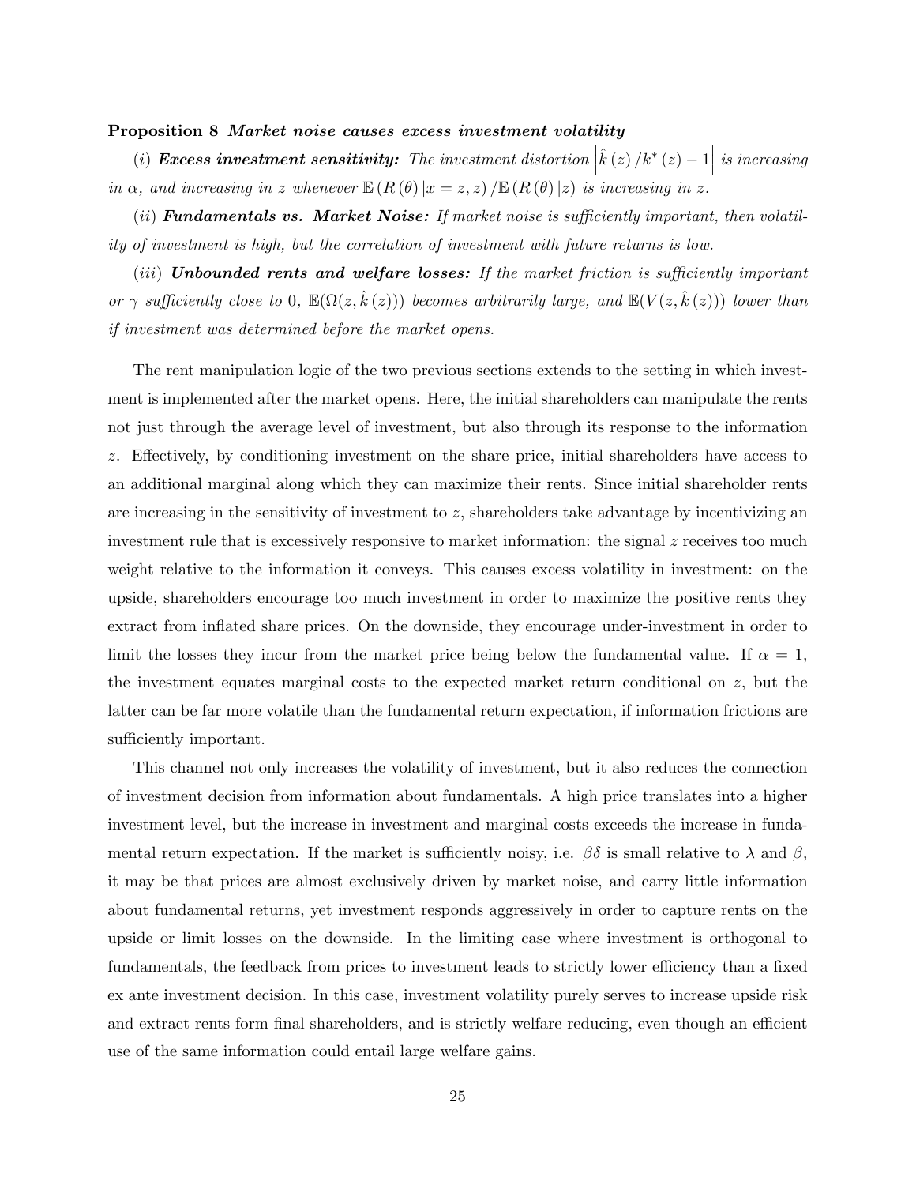**Proposition 8** ***Market noise causes excess investment volatility***

(*i*) ***Excess investment sensitivity:*** *The investment distortion* $\left|\hat{k}(z)/k^*(z) - 1\right|$ *is increasing in* $\alpha$, *and increasing in* $z$ *whenever* $\mathbb{E}(R(\theta)|x = z, z)/\mathbb{E}(R(\theta)|z)$ *is increasing in* $z$.

(*ii*) ***Fundamentals vs. Market Noise:*** *If market noise is sufficiently important, then volatility of investment is high, but the correlation of investment with future returns is low.*

(*iii*) ***Unbounded rents and welfare losses:*** *If the market friction is sufficiently important or* $\gamma$ *sufficiently close to* 0, $\mathbb{E}(\Omega(z, \hat{k}(z)))$ *becomes arbitrarily large, and* $\mathbb{E}(V(z, \hat{k}(z)))$ *lower than if investment was determined before the market opens.*

The rent manipulation logic of the two previous sections extends to the setting in which investment is implemented after the market opens. Here, the initial shareholders can manipulate the rents not just through the average level of investment, but also through its response to the information $z$. Effectively, by conditioning investment on the share price, initial shareholders have access to an additional marginal along which they can maximize their rents. Since initial shareholder rents are increasing in the sensitivity of investment to $z$, shareholders take advantage by incentivizing an investment rule that is excessively responsive to market information: the signal $z$ receives too much weight relative to the information it conveys. This causes excess volatility in investment: on the upside, shareholders encourage too much investment in order to maximize the positive rents they extract from inflated share prices. On the downside, they encourage under-investment in order to limit the losses they incur from the market price being below the fundamental value. If $\alpha = 1$, the investment equates marginal costs to the expected market return conditional on $z$, but the latter can be far more volatile than the fundamental return expectation, if information frictions are sufficiently important.

This channel not only increases the volatility of investment, but it also reduces the connection of investment decision from information about fundamentals. A high price translates into a higher investment level, but the increase in investment and marginal costs exceeds the increase in fundamental return expectation. If the market is sufficiently noisy, i.e. $\beta\delta$ is small relative to $\lambda$ and $\beta$, it may be that prices are almost exclusively driven by market noise, and carry little information about fundamental returns, yet investment responds aggressively in order to capture rents on the upside or limit losses on the downside. In the limiting case where investment is orthogonal to fundamentals, the feedback from prices to investment leads to strictly lower efficiency than a fixed ex ante investment decision. In this case, investment volatility purely serves to increase upside risk and extract rents form final shareholders, and is strictly welfare reducing, even though an efficient use of the same information could entail large welfare gains.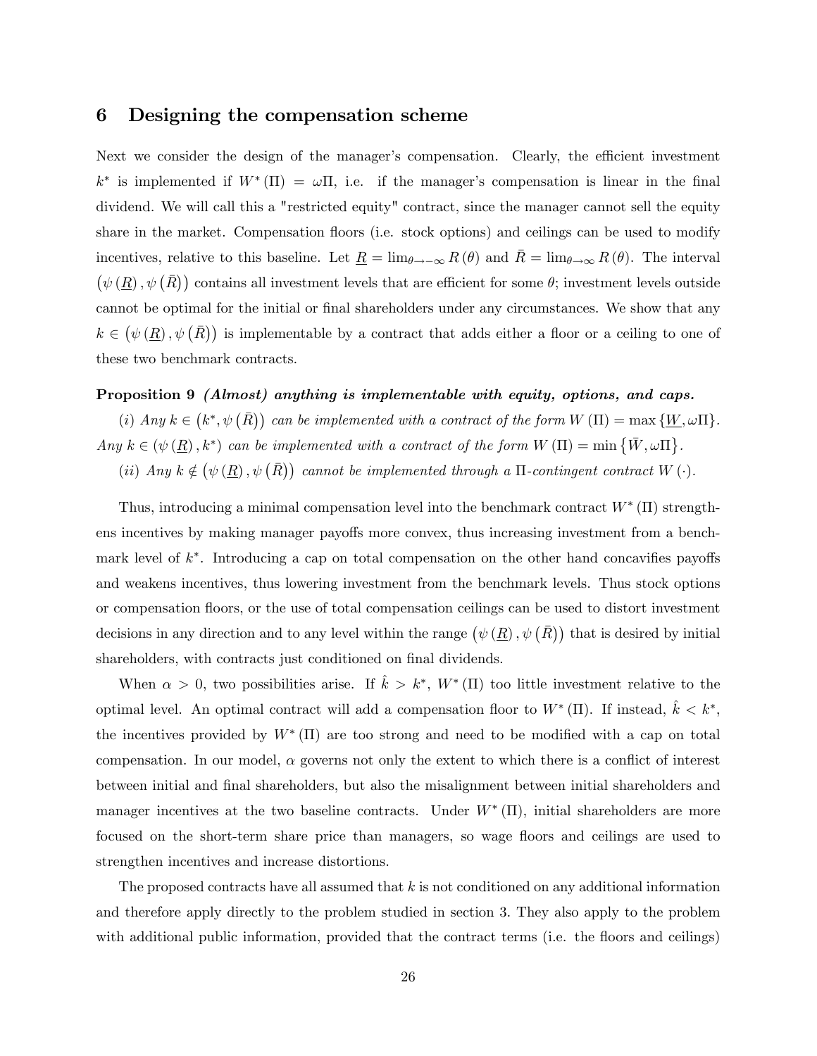## 6 Designing the compensation scheme

Next we consider the design of the manager's compensation. Clearly, the efficient investment $k^*$ is implemented if $W^*(\Pi) = \omega\Pi$, i.e. if the manager's compensation is linear in the final dividend. We will call this a "restricted equity" contract, since the manager cannot sell the equity share in the market. Compensation floors (i.e. stock options) and ceilings can be used to modify incentives, relative to this baseline. Let $\underline{R} = \lim_{\theta \to -\infty} R(\theta)$ and $\bar{R} = \lim_{\theta \to \infty} R(\theta)$. The interval $(\psi(\underline{R}), \psi(\bar{R}))$ contains all investment levels that are efficient for some $\theta$; investment levels outside cannot be optimal for the initial or final shareholders under any circumstances. We show that any $k \in (\psi(\underline{R}), \psi(\bar{R}))$ is implementable by a contract that adds either a floor or a ceiling to one of these two benchmark contracts.

**Proposition 9** ***(Almost) anything is implementable with equity, options, and caps.***

*(i) Any $k \in (k^*, \psi(\bar{R}))$ can be implemented with a contract of the form $W(\Pi) = \max\{\underline{W}, \omega\Pi\}$. Any $k \in (\psi(\underline{R}), k^*)$ can be implemented with a contract of the form $W(\Pi) = \min\{\bar{W}, \omega\Pi\}$.*

*(ii) Any $k \notin (\psi(\underline{R}), \psi(\bar{R}))$ cannot be implemented through a $\Pi$-contingent contract $W(\cdot)$.*

Thus, introducing a minimal compensation level into the benchmark contract $W^*(\Pi)$ strengthens incentives by making manager payoffs more convex, thus increasing investment from a benchmark level of $k^*$. Introducing a cap on total compensation on the other hand concavifies payoffs and weakens incentives, thus lowering investment from the benchmark levels. Thus stock options or compensation floors, or the use of total compensation ceilings can be used to distort investment decisions in any direction and to any level within the range $(\psi(\underline{R}), \psi(\bar{R}))$ that is desired by initial shareholders, with contracts just conditioned on final dividends.

When $\alpha > 0$, two possibilities arise. If $\hat{k} > k^*$, $W^*(\Pi)$ too little investment relative to the optimal level. An optimal contract will add a compensation floor to $W^*(\Pi)$. If instead, $\hat{k} < k^*$, the incentives provided by $W^*(\Pi)$ are too strong and need to be modified with a cap on total compensation. In our model, $\alpha$ governs not only the extent to which there is a conflict of interest between initial and final shareholders, but also the misalignment between initial shareholders and manager incentives at the two baseline contracts. Under $W^*(\Pi)$, initial shareholders are more focused on the short-term share price than managers, so wage floors and ceilings are used to strengthen incentives and increase distortions.

The proposed contracts have all assumed that $k$ is not conditioned on any additional information and therefore apply directly to the problem studied in section 3. They also apply to the problem with additional public information, provided that the contract terms (i.e. the floors and ceilings)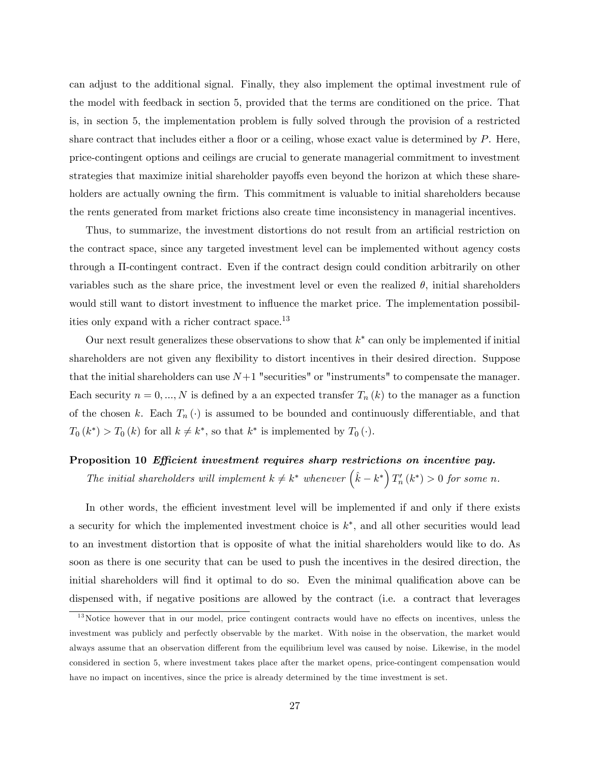can adjust to the additional signal. Finally, they also implement the optimal investment rule of the model with feedback in section 5, provided that the terms are conditioned on the price. That is, in section 5, the implementation problem is fully solved through the provision of a restricted share contract that includes either a floor or a ceiling, whose exact value is determined by $P$. Here, price-contingent options and ceilings are crucial to generate managerial commitment to investment strategies that maximize initial shareholder payoffs even beyond the horizon at which these shareholders are actually owning the firm. This commitment is valuable to initial shareholders because the rents generated from market frictions also create time inconsistency in managerial incentives.

Thus, to summarize, the investment distortions do not result from an artificial restriction on the contract space, since any targeted investment level can be implemented without agency costs through a $\Pi$-contingent contract. Even if the contract design could condition arbitrarily on other variables such as the share price, the investment level or even the realized $\theta$, initial shareholders would still want to distort investment to influence the market price. The implementation possibilities only expand with a richer contract space.[13]

Our next result generalizes these observations to show that $k^*$ can only be implemented if initial shareholders are not given any flexibility to distort incentives in their desired direction. Suppose that the initial shareholders can use $N+1$ "securities" or "instruments" to compensate the manager. Each security $n = 0, ..., N$ is defined by a an expected transfer $T_n(k)$ to the manager as a function of the chosen $k$. Each $T_n(\cdot)$ is assumed to be bounded and continuously differentiable, and that $T_0(k^*) > T_0(k)$ for all $k \neq k^*$, so that $k^*$ is implemented by $T_0(\cdot)$.

**Proposition 10** ***Efficient investment requires sharp restrictions on incentive pay.***
*The initial shareholders will implement $k \neq k^*$ whenever $\left(\hat{k} - k^*\right) T_n'(k^*) > 0$ for some $n$.*

In other words, the efficient investment level will be implemented if and only if there exists a security for which the implemented investment choice is $k^*$, and all other securities would lead to an investment distortion that is opposite of what the initial shareholders would like to do. As soon as there is one security that can be used to push the incentives in the desired direction, the initial shareholders will find it optimal to do so. Even the minimal qualification above can be dispensed with, if negative positions are allowed by the contract (i.e. a contract that leverages

[13] Notice however that in our model, price contingent contracts would have no effects on incentives, unless the investment was publicly and perfectly observable by the market. With noise in the observation, the market would always assume that an observation different from the equilibrium level was caused by noise. Likewise, in the model considered in section 5, where investment takes place after the market opens, price-contingent compensation would have no impact on incentives, since the price is already determined by the time investment is set.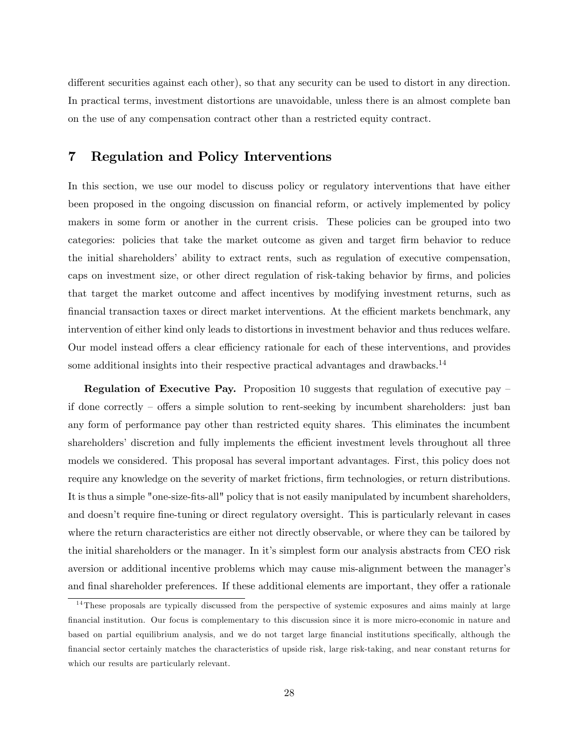different securities against each other), so that any security can be used to distort in any direction. In practical terms, investment distortions are unavoidable, unless there is an almost complete ban on the use of any compensation contract other than a restricted equity contract.

# 7 Regulation and Policy Interventions

In this section, we use our model to discuss policy or regulatory interventions that have either been proposed in the ongoing discussion on financial reform, or actively implemented by policy makers in some form or another in the current crisis. These policies can be grouped into two categories: policies that take the market outcome as given and target firm behavior to reduce the initial shareholders' ability to extract rents, such as regulation of executive compensation, caps on investment size, or other direct regulation of risk-taking behavior by firms, and policies that target the market outcome and affect incentives by modifying investment returns, such as financial transaction taxes or direct market interventions. At the efficient markets benchmark, any intervention of either kind only leads to distortions in investment behavior and thus reduces welfare. Our model instead offers a clear efficiency rationale for each of these interventions, and provides some additional insights into their respective practical advantages and drawbacks.[14]

**Regulation of Executive Pay.** Proposition 10 suggests that regulation of executive pay – if done correctly – offers a simple solution to rent-seeking by incumbent shareholders: just ban any form of performance pay other than restricted equity shares. This eliminates the incumbent shareholders' discretion and fully implements the efficient investment levels throughout all three models we considered. This proposal has several important advantages. First, this policy does not require any knowledge on the severity of market frictions, firm technologies, or return distributions. It is thus a simple "one-size-fits-all" policy that is not easily manipulated by incumbent shareholders, and doesn't require fine-tuning or direct regulatory oversight. This is particularly relevant in cases where the return characteristics are either not directly observable, or where they can be tailored by the initial shareholders or the manager. In it's simplest form our analysis abstracts from CEO risk aversion or additional incentive problems which may cause mis-alignment between the manager's and final shareholder preferences. If these additional elements are important, they offer a rationale

[14] These proposals are typically discussed from the perspective of systemic exposures and aims mainly at large financial institution. Our focus is complementary to this discussion since it is more micro-economic in nature and based on partial equilibrium analysis, and we do not target large financial institutions specifically, although the financial sector certainly matches the characteristics of upside risk, large risk-taking, and near constant returns for which our results are particularly relevant.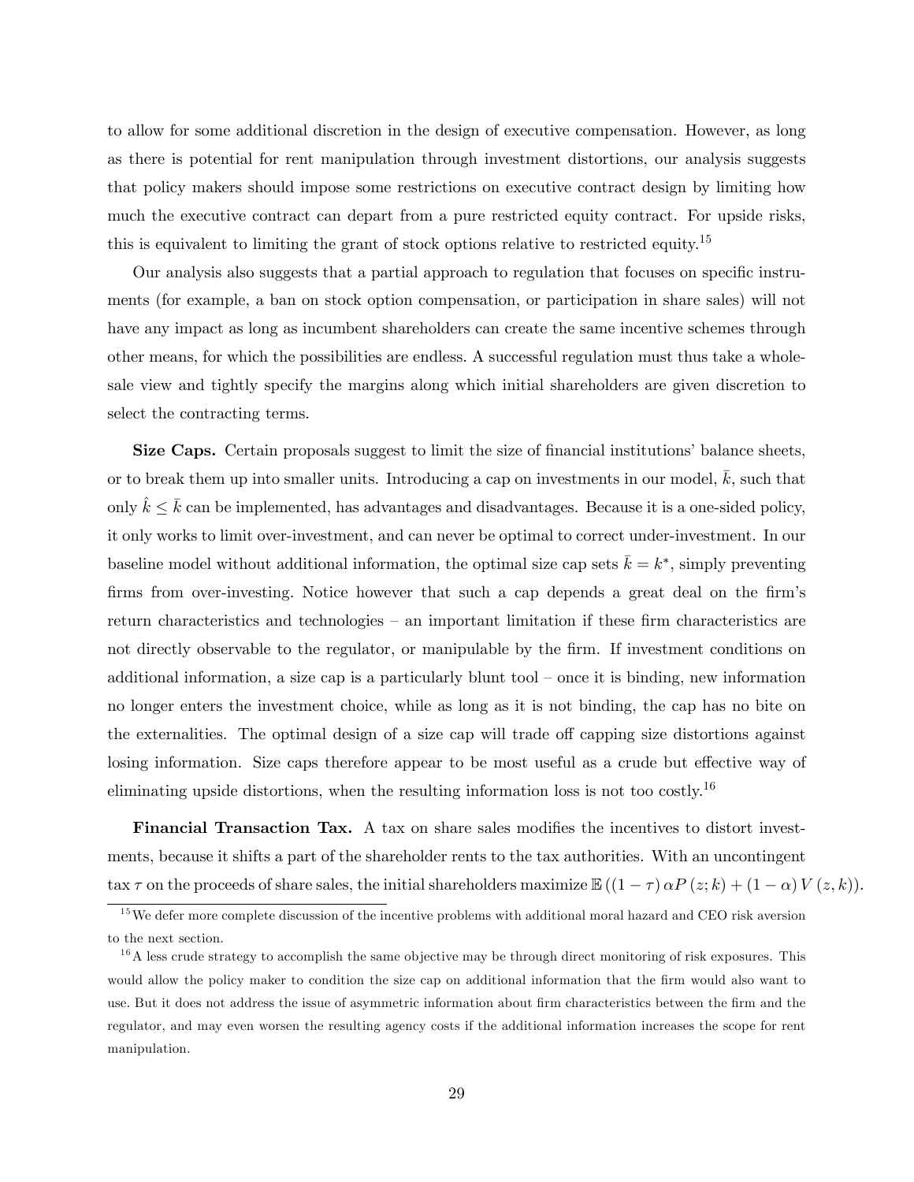to allow for some additional discretion in the design of executive compensation. However, as long as there is potential for rent manipulation through investment distortions, our analysis suggests that policy makers should impose some restrictions on executive contract design by limiting how much the executive contract can depart from a pure restricted equity contract. For upside risks, this is equivalent to limiting the grant of stock options relative to restricted equity.[15]

Our analysis also suggests that a partial approach to regulation that focuses on specific instruments (for example, a ban on stock option compensation, or participation in share sales) will not have any impact as long as incumbent shareholders can create the same incentive schemes through other means, for which the possibilities are endless. A successful regulation must thus take a wholesale view and tightly specify the margins along which initial shareholders are given discretion to select the contracting terms.

**Size Caps.** Certain proposals suggest to limit the size of financial institutions' balance sheets, or to break them up into smaller units. Introducing a cap on investments in our model, $\bar{k}$, such that only $\hat{k} \leq \bar{k}$ can be implemented, has advantages and disadvantages. Because it is a one-sided policy, it only works to limit over-investment, and can never be optimal to correct under-investment. In our baseline model without additional information, the optimal size cap sets $\bar{k} = k^*$, simply preventing firms from over-investing. Notice however that such a cap depends a great deal on the firm's return characteristics and technologies – an important limitation if these firm characteristics are not directly observable to the regulator, or manipulable by the firm. If investment conditions on additional information, a size cap is a particularly blunt tool – once it is binding, new information no longer enters the investment choice, while as long as it is not binding, the cap has no bite on the externalities. The optimal design of a size cap will trade off capping size distortions against losing information. Size caps therefore appear to be most useful as a crude but effective way of eliminating upside distortions, when the resulting information loss is not too costly.[16]

**Financial Transaction Tax.** A tax on share sales modifies the incentives to distort investments, because it shifts a part of the shareholder rents to the tax authorities. With an uncontingent tax $\tau$ on the proceeds of share sales, the initial shareholders maximize $\mathbb{E}\left((1-\tau)\,\alpha P\left(z;k\right)+(1-\alpha)\,V\left(z,k\right)\right)$.

---

[15] We defer more complete discussion of the incentive problems with additional moral hazard and CEO risk aversion to the next section.

[16] A less crude strategy to accomplish the same objective may be through direct monitoring of risk exposures. This would allow the policy maker to condition the size cap on additional information that the firm would also want to use. But it does not address the issue of asymmetric information about firm characteristics between the firm and the regulator, and may even worsen the resulting agency costs if the additional information increases the scope for rent manipulation.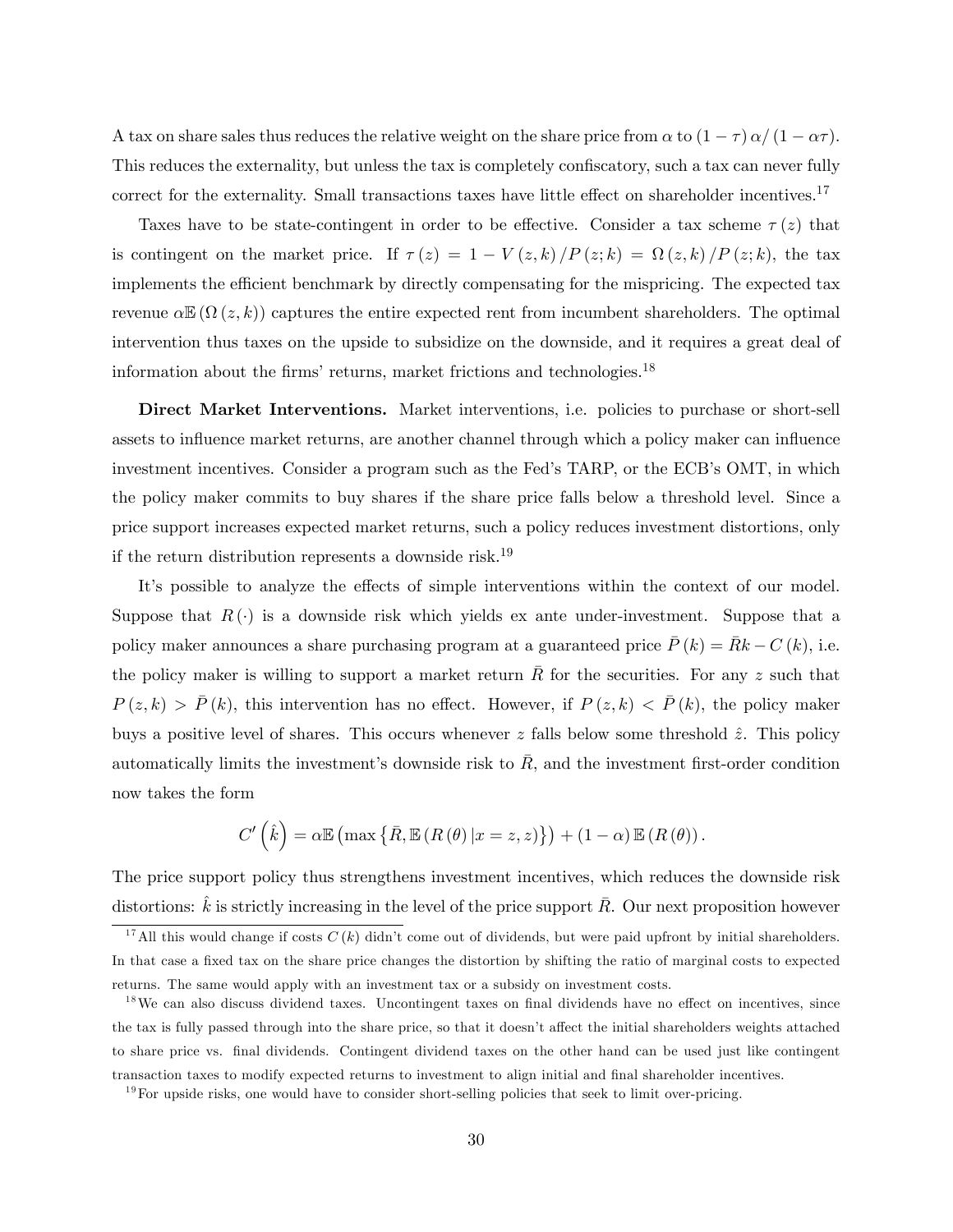A tax on share sales thus reduces the relative weight on the share price from $\alpha$ to $(1-\tau)\alpha/(1-\alpha\tau)$. This reduces the externality, but unless the tax is completely confiscatory, such a tax can never fully correct for the externality. Small transactions taxes have little effect on shareholder incentives.[17]

Taxes have to be state-contingent in order to be effective. Consider a tax scheme $\tau(z)$ that is contingent on the market price. If $\tau(z) = 1 - V(z,k)/P(z;k) = \Omega(z,k)/P(z;k)$, the tax implements the efficient benchmark by directly compensating for the mispricing. The expected tax revenue $\alpha\mathbb{E}(\Omega(z,k))$ captures the entire expected rent from incumbent shareholders. The optimal intervention thus taxes on the upside to subsidize on the downside, and it requires a great deal of information about the firms' returns, market frictions and technologies.[18]

**Direct Market Interventions.** Market interventions, i.e. policies to purchase or short-sell assets to influence market returns, are another channel through which a policy maker can influence investment incentives. Consider a program such as the Fed's TARP, or the ECB's OMT, in which the policy maker commits to buy shares if the share price falls below a threshold level. Since a price support increases expected market returns, such a policy reduces investment distortions, only if the return distribution represents a downside risk.[19]

It's possible to analyze the effects of simple interventions within the context of our model. Suppose that $R(\cdot)$ is a downside risk which yields ex ante under-investment. Suppose that a policy maker announces a share purchasing program at a guaranteed price $\bar{P}(k) = \bar{R}k - C(k)$, i.e. the policy maker is willing to support a market return $\bar{R}$ for the securities. For any $z$ such that $P(z,k) > \bar{P}(k)$, this intervention has no effect. However, if $P(z,k) < \bar{P}(k)$, the policy maker buys a positive level of shares. This occurs whenever $z$ falls below some threshold $\hat{z}$. This policy automatically limits the investment's downside risk to $\bar{R}$, and the investment first-order condition now takes the form

$$C'\left(\hat{k}\right) = \alpha\mathbb{E}\left(\max\left\{\bar{R}, \mathbb{E}\left(R(\theta)\,|x=z,z\right)\right\}\right) + (1-\alpha)\,\mathbb{E}\left(R(\theta)\right).$$

The price support policy thus strengthens investment incentives, which reduces the downside risk distortions: $\hat{k}$ is strictly increasing in the level of the price support $\bar{R}$. Our next proposition however

[17] All this would change if costs $C(k)$ didn't come out of dividends, but were paid upfront by initial shareholders. In that case a fixed tax on the share price changes the distortion by shifting the ratio of marginal costs to expected returns. The same would apply with an investment tax or a subsidy on investment costs.

[18] We can also discuss dividend taxes. Uncontingent taxes on final dividends have no effect on incentives, since the tax is fully passed through into the share price, so that it doesn't affect the initial shareholders weights attached to share price vs. final dividends. Contingent dividend taxes on the other hand can be used just like contingent transaction taxes to modify expected returns to investment to align initial and final shareholder incentives.

[19] For upside risks, one would have to consider short-selling policies that seek to limit over-pricing.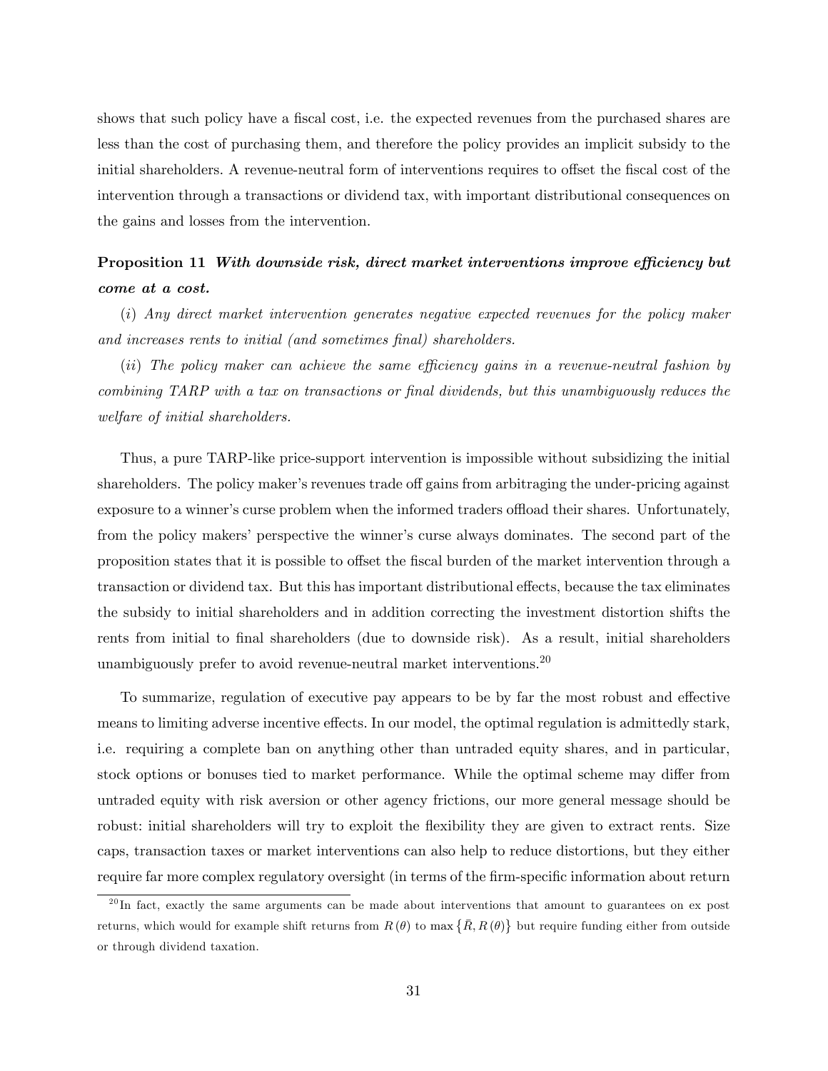shows that such policy have a fiscal cost, i.e. the expected revenues from the purchased shares are less than the cost of purchasing them, and therefore the policy provides an implicit subsidy to the initial shareholders. A revenue-neutral form of interventions requires to offset the fiscal cost of the intervention through a transactions or dividend tax, with important distributional consequences on the gains and losses from the intervention.

**Proposition 11** ***With downside risk, direct market interventions improve efficiency but come at a cost.***

(*i*) *Any direct market intervention generates negative expected revenues for the policy maker and increases rents to initial (and sometimes final) shareholders.*

(*ii*) *The policy maker can achieve the same efficiency gains in a revenue-neutral fashion by combining TARP with a tax on transactions or final dividends, but this unambiguously reduces the welfare of initial shareholders.*

Thus, a pure TARP-like price-support intervention is impossible without subsidizing the initial shareholders. The policy maker's revenues trade off gains from arbitraging the under-pricing against exposure to a winner's curse problem when the informed traders offload their shares. Unfortunately, from the policy makers' perspective the winner's curse always dominates. The second part of the proposition states that it is possible to offset the fiscal burden of the market intervention through a transaction or dividend tax. But this has important distributional effects, because the tax eliminates the subsidy to initial shareholders and in addition correcting the investment distortion shifts the rents from initial to final shareholders (due to downside risk). As a result, initial shareholders unambiguously prefer to avoid revenue-neutral market interventions.[20]

To summarize, regulation of executive pay appears to be by far the most robust and effective means to limiting adverse incentive effects. In our model, the optimal regulation is admittedly stark, i.e. requiring a complete ban on anything other than untraded equity shares, and in particular, stock options or bonuses tied to market performance. While the optimal scheme may differ from untraded equity with risk aversion or other agency frictions, our more general message should be robust: initial shareholders will try to exploit the flexibility they are given to extract rents. Size caps, transaction taxes or market interventions can also help to reduce distortions, but they either require far more complex regulatory oversight (in terms of the firm-specific information about return

[20] In fact, exactly the same arguments can be made about interventions that amount to guarantees on ex post returns, which would for example shift returns from $R(\theta)$ to $\max\{\bar{R}, R(\theta)\}$ but require funding either from outside or through dividend taxation.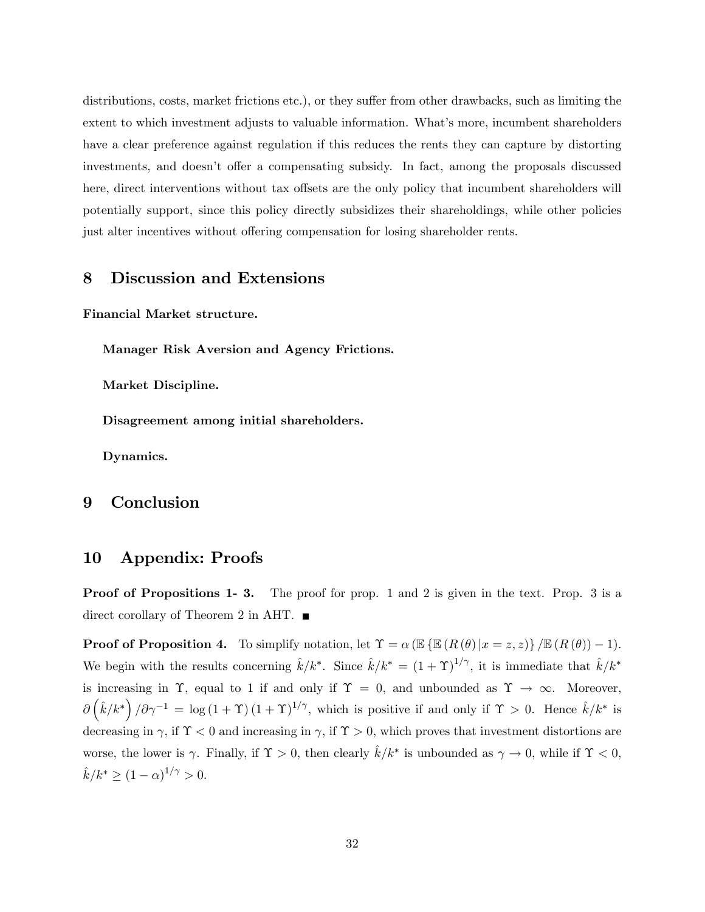distributions, costs, market frictions etc.), or they suffer from other drawbacks, such as limiting the extent to which investment adjusts to valuable information. What's more, incumbent shareholders have a clear preference against regulation if this reduces the rents they can capture by distorting investments, and doesn't offer a compensating subsidy. In fact, among the proposals discussed here, direct interventions without tax offsets are the only policy that incumbent shareholders will potentially support, since this policy directly subsidizes their shareholdings, while other policies just alter incentives without offering compensation for losing shareholder rents.

## 8 Discussion and Extensions

**Financial Market structure.**

**Manager Risk Aversion and Agency Frictions.**

**Market Discipline.**

**Disagreement among initial shareholders.**

**Dynamics.**

## 9 Conclusion

## 10 Appendix: Proofs

**Proof of Propositions 1- 3.** The proof for prop. 1 and 2 is given in the text. Prop. 3 is a direct corollary of Theorem 2 in AHT. ■

**Proof of Proposition 4.** To simplify notation, let $\Upsilon = \alpha \left( \mathbb{E} \left\{ \mathbb{E} \left( R \left( \theta \right) | x = z, z \right) \right\} / \mathbb{E} \left( R \left( \theta \right) \right) - 1 \right)$. We begin with the results concerning $\hat{k}/k^*$. Since $\hat{k}/k^* = \left(1 + \Upsilon\right)^{1/\gamma}$, it is immediate that $\hat{k}/k^*$ is increasing in $\Upsilon$, equal to 1 if and only if $\Upsilon = 0$, and unbounded as $\Upsilon \to \infty$. Moreover, $\partial \left( \hat{k}/k^* \right) / \partial \gamma^{-1} = \log \left(1 + \Upsilon\right) \left(1 + \Upsilon\right)^{1/\gamma}$, which is positive if and only if $\Upsilon > 0$. Hence $\hat{k}/k^*$ is decreasing in $\gamma$, if $\Upsilon < 0$ and increasing in $\gamma$, if $\Upsilon > 0$, which proves that investment distortions are worse, the lower is $\gamma$. Finally, if $\Upsilon > 0$, then clearly $\hat{k}/k^*$ is unbounded as $\gamma \to 0$, while if $\Upsilon < 0$, $\hat{k}/k^* \geq \left(1 - \alpha\right)^{1/\gamma} > 0$.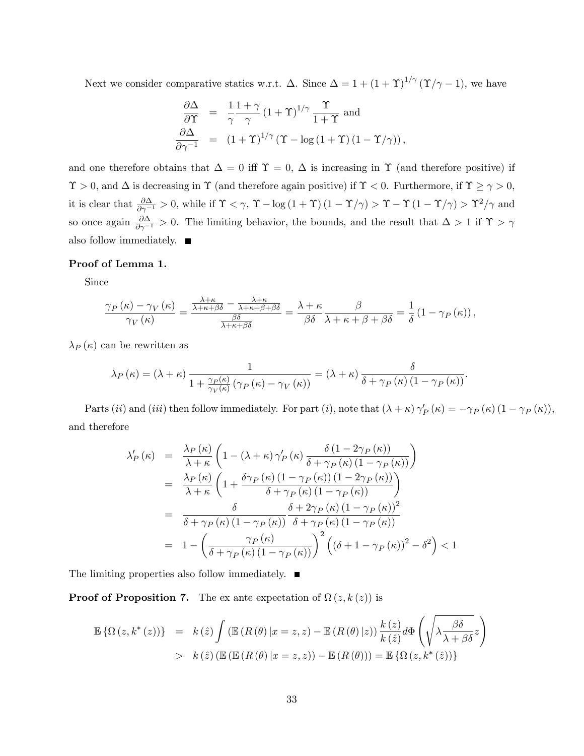Next we consider comparative statics w.r.t. $\Delta$. Since $\Delta = 1 + (1+\Upsilon)^{1/\gamma}(\Upsilon/\gamma - 1)$, we have

$$
\begin{aligned}
\frac{\partial \Delta}{\partial \Upsilon} &= \frac{1}{\gamma}\frac{1+\gamma}{\gamma}(1+\Upsilon)^{1/\gamma}\frac{\Upsilon}{1+\Upsilon} \text{ and} \\
\frac{\partial \Delta}{\partial \gamma^{-1}} &= (1+\Upsilon)^{1/\gamma}\left(\Upsilon - \log(1+\Upsilon)(1-\Upsilon/\gamma)\right),
\end{aligned}
$$

and one therefore obtains that $\Delta = 0$ iff $\Upsilon = 0$, $\Delta$ is increasing in $\Upsilon$ (and therefore positive) if $\Upsilon > 0$, and $\Delta$ is decreasing in $\Upsilon$ (and therefore again positive) if $\Upsilon < 0$. Furthermore, if $\Upsilon \geq \gamma > 0$, it is clear that $\frac{\partial \Delta}{\partial \gamma^{-1}} > 0$, while if $\Upsilon < \gamma$, $\Upsilon - \log(1+\Upsilon)(1-\Upsilon/\gamma) > \Upsilon - \Upsilon(1-\Upsilon/\gamma) > \Upsilon^2/\gamma$ and so once again $\frac{\partial \Delta}{\partial \gamma^{-1}} > 0$. The limiting behavior, the bounds, and the result that $\Delta > 1$ if $\Upsilon > \gamma$ also follow immediately. ■

**Proof of Lemma 1.**

Since

$$
\frac{\gamma_P(\kappa) - \gamma_V(\kappa)}{\gamma_V(\kappa)} = \frac{\frac{\lambda+\kappa}{\lambda+\kappa+\beta\delta} - \frac{\lambda+\kappa}{\lambda+\kappa+\beta+\beta\delta}}{\frac{\beta\delta}{\lambda+\kappa+\beta\delta}} = \frac{\lambda+\kappa}{\beta\delta}\frac{\beta}{\lambda+\kappa+\beta+\beta\delta} = \frac{1}{\delta}(1-\gamma_P(\kappa)),
$$

$\lambda_P(\kappa)$ can be rewritten as

$$
\lambda_P(\kappa) = (\lambda+\kappa)\frac{1}{1+\frac{\gamma_P(\kappa)}{\gamma_V(\kappa)}(\gamma_P(\kappa)-\gamma_V(\kappa))} = (\lambda+\kappa)\frac{\delta}{\delta+\gamma_P(\kappa)(1-\gamma_P(\kappa))}.
$$

Parts $(ii)$ and $(iii)$ then follow immediately. For part $(i)$, note that $(\lambda+\kappa)\gamma_P'(\kappa) = -\gamma_P(\kappa)(1-\gamma_P(\kappa))$, and therefore

$$
\begin{aligned}
\lambda_P'(\kappa) &= \frac{\lambda_P(\kappa)}{\lambda+\kappa}\left(1-(\lambda+\kappa)\gamma_P'(\kappa)\frac{\delta(1-2\gamma_P(\kappa))}{\delta+\gamma_P(\kappa)(1-\gamma_P(\kappa))}\right) \\
&= \frac{\lambda_P(\kappa)}{\lambda+\kappa}\left(1+\frac{\delta\gamma_P(\kappa)(1-\gamma_P(\kappa))(1-2\gamma_P(\kappa))}{\delta+\gamma_P(\kappa)(1-\gamma_P(\kappa))}\right) \\
&= \frac{\delta}{\delta+\gamma_P(\kappa)(1-\gamma_P(\kappa))}\frac{\delta+2\gamma_P(\kappa)(1-\gamma_P(\kappa))^2}{\delta+\gamma_P(\kappa)(1-\gamma_P(\kappa))} \\
&= 1-\left(\frac{\gamma_P(\kappa)}{\delta+\gamma_P(\kappa)(1-\gamma_P(\kappa))}\right)^2\left((\delta+1-\gamma_P(\kappa))^2-\delta^2\right) < 1
\end{aligned}
$$

The limiting properties also follow immediately. ■

**Proof of Proposition 7.** The ex ante expectation of $\Omega(z,k(z))$ is

$$
\begin{aligned}
\mathbb{E}\{\Omega(z,k^*(z))\} &= k(\hat{z})\int\left(\mathbb{E}(R(\theta)\,|x=z,z) - \mathbb{E}(R(\theta)\,|z)\right)\frac{k(z)}{k(\hat{z})}d\Phi\left(\sqrt{\lambda\frac{\beta\delta}{\lambda+\beta\delta}}z\right) \\
&> k(\hat{z})\left(\mathbb{E}(\mathbb{E}(R(\theta)\,|x=z,z)) - \mathbb{E}(R(\theta))\right) = \mathbb{E}\{\Omega(z,k^*(\hat{z}))\}
\end{aligned}
$$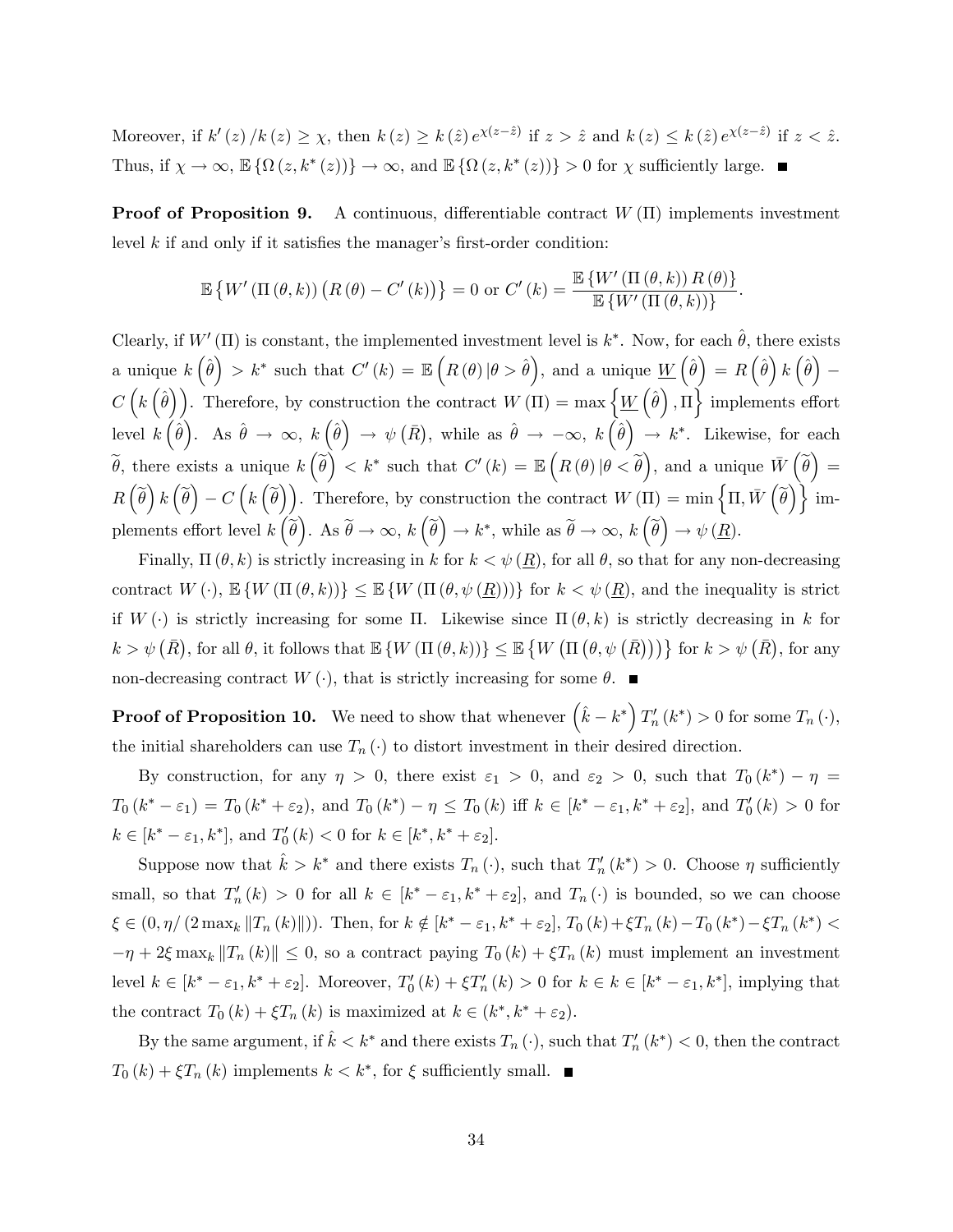Moreover, if $k'(z)/k(z) \geq \chi$, then $k(z) \geq k(\hat{z}) e^{\chi(z-\hat{z})}$ if $z > \hat{z}$ and $k(z) \leq k(\hat{z}) e^{\chi(z-\hat{z})}$ if $z < \hat{z}$. Thus, if $\chi \to \infty$, $\mathbb{E}\{\Omega(z, k^*(z))\} \to \infty$, and $\mathbb{E}\{\Omega(z, k^*(z))\} > 0$ for $\chi$ sufficiently large. ■

**Proof of Proposition 9.** A continuous, differentiable contract $W(\Pi)$ implements investment level $k$ if and only if it satisfies the manager's first-order condition:

$$\mathbb{E}\left\{W'(\Pi(\theta,k))\left(R(\theta) - C'(k)\right)\right\} = 0 \text{ or } C'(k) = \frac{\mathbb{E}\{W'(\Pi(\theta,k))R(\theta)\}}{\mathbb{E}\{W'(\Pi(\theta,k))\}}.$$

Clearly, if $W'(\Pi)$ is constant, the implemented investment level is $k^*$. Now, for each $\hat{\theta}$, there exists a unique $k\left(\hat{\theta}\right) > k^*$ such that $C'(k) = \mathbb{E}\left(R(\theta)|\theta > \hat{\theta}\right)$, and a unique $\underline{W}\left(\hat{\theta}\right) = R\left(\hat{\theta}\right)k\left(\hat{\theta}\right) - C\left(k\left(\hat{\theta}\right)\right)$. Therefore, by construction the contract $W(\Pi) = \max\left\{\underline{W}\left(\hat{\theta}\right), \Pi\right\}$ implements effort level $k\left(\hat{\theta}\right)$. As $\hat{\theta} \to \infty$, $k\left(\hat{\theta}\right) \to \psi\left(\bar{R}\right)$, while as $\hat{\theta} \to -\infty$, $k\left(\hat{\theta}\right) \to k^*$. Likewise, for each $\widetilde{\theta}$, there exists a unique $k\left(\widetilde{\theta}\right) < k^*$ such that $C'(k) = \mathbb{E}\left(R(\theta)|\theta < \widetilde{\theta}\right)$, and a unique $\bar{W}\left(\widetilde{\theta}\right) = R\left(\widetilde{\theta}\right)k\left(\widetilde{\theta}\right) - C\left(k\left(\widetilde{\theta}\right)\right)$. Therefore, by construction the contract $W(\Pi) = \min\left\{\Pi, \bar{W}\left(\widetilde{\theta}\right)\right\}$ implements effort level $k\left(\widetilde{\theta}\right)$. As $\widetilde{\theta} \to \infty$, $k\left(\widetilde{\theta}\right) \to k^*$, while as $\widetilde{\theta} \to \infty$, $k\left(\widetilde{\theta}\right) \to \psi\left(\underline{R}\right)$.

Finally, $\Pi(\theta,k)$ is strictly increasing in $k$ for $k < \psi\left(\underline{R}\right)$, for all $\theta$, so that for any non-decreasing contract $W(\cdot)$, $\mathbb{E}\{W(\Pi(\theta,k))\} \leq \mathbb{E}\{W(\Pi(\theta,\psi(\underline{R})))\}$ for $k < \psi\left(\underline{R}\right)$, and the inequality is strict if $W(\cdot)$ is strictly increasing for some $\Pi$. Likewise since $\Pi(\theta,k)$ is strictly decreasing in $k$ for $k > \psi\left(\bar{R}\right)$, for all $\theta$, it follows that $\mathbb{E}\{W(\Pi(\theta,k))\} \leq \mathbb{E}\left\{W\left(\Pi\left(\theta,\psi\left(\bar{R}\right)\right)\right)\right\}$ for $k > \psi\left(\bar{R}\right)$, for any non-decreasing contract $W(\cdot)$, that is strictly increasing for some $\theta$. ■

**Proof of Proposition 10.** We need to show that whenever $\left(\hat{k} - k^*\right)T_n'(k^*) > 0$ for some $T_n(\cdot)$, the initial shareholders can use $T_n(\cdot)$ to distort investment in their desired direction.

By construction, for any $\eta > 0$, there exist $\varepsilon_1 > 0$, and $\varepsilon_2 > 0$, such that $T_0(k^*) - \eta = T_0(k^* - \varepsilon_1) = T_0(k^* + \varepsilon_2)$, and $T_0(k^*) - \eta \leq T_0(k)$ iff $k \in [k^* - \varepsilon_1, k^* + \varepsilon_2]$, and $T_0'(k) > 0$ for $k \in [k^* - \varepsilon_1, k^*]$, and $T_0'(k) < 0$ for $k \in [k^*, k^* + \varepsilon_2]$.

Suppose now that $\hat{k} > k^*$ and there exists $T_n(\cdot)$, such that $T_n'(k^*) > 0$. Choose $\eta$ sufficiently small, so that $T_n'(k) > 0$ for all $k \in [k^* - \varepsilon_1, k^* + \varepsilon_2]$, and $T_n(\cdot)$ is bounded, so we can choose $\xi \in (0, \eta/(2\max_k \|T_n(k)\|))$. Then, for $k \notin [k^* - \varepsilon_1, k^* + \varepsilon_2]$, $T_0(k) + \xi T_n(k) - T_0(k^*) - \xi T_n(k^*) < -\eta + 2\xi \max_k \|T_n(k)\| \leq 0$, so a contract paying $T_0(k) + \xi T_n(k)$ must implement an investment level $k \in [k^* - \varepsilon_1, k^* + \varepsilon_2]$. Moreover, $T_0'(k) + \xi T_n'(k) > 0$ for $k \in k \in [k^* - \varepsilon_1, k^*]$, implying that the contract $T_0(k) + \xi T_n(k)$ is maximized at $k \in (k^*, k^* + \varepsilon_2)$.

By the same argument, if $\hat{k} < k^*$ and there exists $T_n(\cdot)$, such that $T_n'(k^*) < 0$, then the contract $T_0(k) + \xi T_n(k)$ implements $k < k^*$, for $\xi$ sufficiently small. ■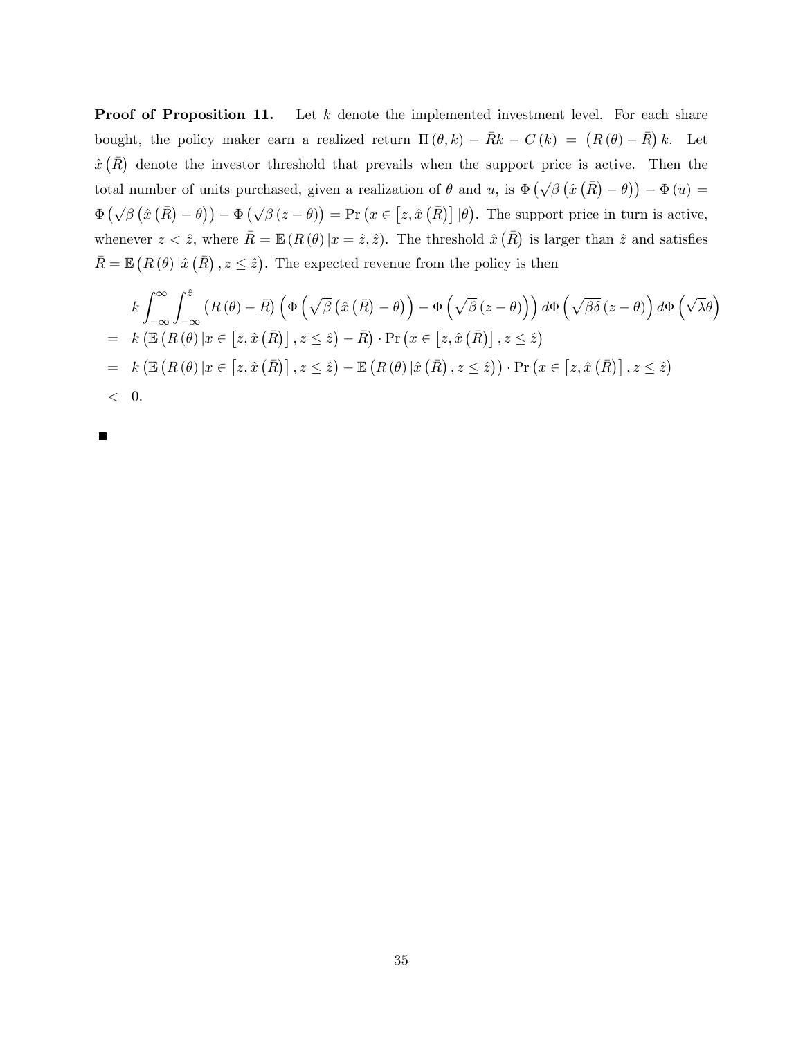**Proof of Proposition 11.** Let $k$ denote the implemented investment level. For each share bought, the policy maker earn a realized return $\Pi(\theta, k) - \bar{R}k - C(k) = (R(\theta) - \bar{R})k$. Let $\hat{x}(\bar{R})$ denote the investor threshold that prevails when the support price is active. Then the total number of units purchased, given a realization of $\theta$ and $u$, is $\Phi(\sqrt{\beta}(\hat{x}(\bar{R}) - \theta)) - \Phi(u) = \Phi(\sqrt{\beta}(\hat{x}(\bar{R}) - \theta)) - \Phi(\sqrt{\beta}(z - \theta)) = \Pr(x \in [z, \hat{x}(\bar{R})] \,|\theta)$. The support price in turn is active, whenever $z < \hat{z}$, where $\bar{R} = \mathbb{E}(R(\theta)\,|x = \hat{z}, \hat{z})$. The threshold $\hat{x}(\bar{R})$ is larger than $\hat{z}$ and satisfies $\bar{R} = \mathbb{E}(R(\theta)\,|\hat{x}(\bar{R}), z \leq \hat{z})$. The expected revenue from the policy is then

$$
\begin{aligned}
& k \int_{-\infty}^{\infty} \int_{-\infty}^{\hat{z}} (R(\theta) - \bar{R}) \left( \Phi\left(\sqrt{\beta}(\hat{x}(\bar{R}) - \theta)\right) - \Phi\left(\sqrt{\beta}(z - \theta)\right) \right) d\Phi\left(\sqrt{\beta\delta}(z - \theta)\right) d\Phi\left(\sqrt{\lambda}\theta\right) \\
= \; & k \left( \mathbb{E}\left(R(\theta)\,|x \in [z, \hat{x}(\bar{R})], z \leq \hat{z}\right) - \bar{R} \right) \cdot \Pr\left(x \in [z, \hat{x}(\bar{R})], z \leq \hat{z}\right) \\
= \; & k \left( \mathbb{E}\left(R(\theta)\,|x \in [z, \hat{x}(\bar{R})], z \leq \hat{z}\right) - \mathbb{E}\left(R(\theta)\,|\hat{x}(\bar{R}), z \leq \hat{z}\right) \right) \cdot \Pr\left(x \in [z, \hat{x}(\bar{R})], z \leq \hat{z}\right) \\
< \; & 0.
\end{aligned}
$$

■